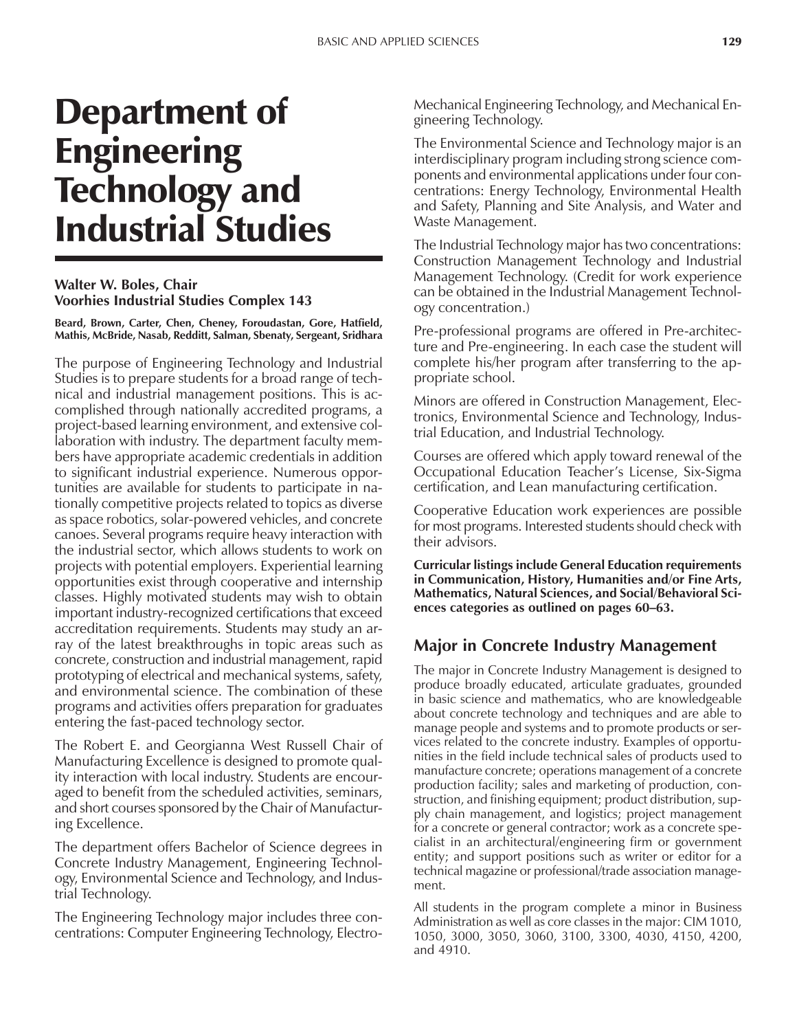# Department of Engineering Technology and Industrial Studies

**Walter W. Boles, Chair**
**Voorhies Industrial Studies Complex 143**

**Beard, Brown, Carter, Chen, Cheney, Foroudastan, Gore, Hatfield, Mathis, McBride, Nasab, Redditt, Salman, Sbenaty, Sergeant, Sridhara**

The purpose of Engineering Technology and Industrial Studies is to prepare students for a broad range of technical and industrial management positions. This is accomplished through nationally accredited programs, a project-based learning environment, and extensive collaboration with industry. The department faculty members have appropriate academic credentials in addition to significant industrial experience. Numerous opportunities are available for students to participate in nationally competitive projects related to topics as diverse as space robotics, solar-powered vehicles, and concrete canoes. Several programs require heavy interaction with the industrial sector, which allows students to work on projects with potential employers. Experiential learning opportunities exist through cooperative and internship classes. Highly motivated students may wish to obtain important industry-recognized certifications that exceed accreditation requirements. Students may study an array of the latest breakthroughs in topic areas such as concrete, construction and industrial management, rapid prototyping of electrical and mechanical systems, safety, and environmental science. The combination of these programs and activities offers preparation for graduates entering the fast-paced technology sector.

The Robert E. and Georgianna West Russell Chair of Manufacturing Excellence is designed to promote quality interaction with local industry. Students are encouraged to benefit from the scheduled activities, seminars, and short courses sponsored by the Chair of Manufacturing Excellence.

The department offers Bachelor of Science degrees in Concrete Industry Management, Engineering Technology, Environmental Science and Technology, and Industrial Technology.

The Engineering Technology major includes three concentrations: Computer Engineering Technology, Electro-Mechanical Engineering Technology, and Mechanical Engineering Technology.

The Environmental Science and Technology major is an interdisciplinary program including strong science components and environmental applications under four concentrations: Energy Technology, Environmental Health and Safety, Planning and Site Analysis, and Water and Waste Management.

The Industrial Technology major has two concentrations: Construction Management Technology and Industrial Management Technology. (Credit for work experience can be obtained in the Industrial Management Technology concentration.)

Pre-professional programs are offered in Pre-architecture and Pre-engineering. In each case the student will complete his/her program after transferring to the appropriate school.

Minors are offered in Construction Management, Electronics, Environmental Science and Technology, Industrial Education, and Industrial Technology.

Courses are offered which apply toward renewal of the Occupational Education Teacher's License, Six-Sigma certification, and Lean manufacturing certification.

Cooperative Education work experiences are possible for most programs. Interested students should check with their advisors.

**Curricular listings include General Education requirements in Communication, History, Humanities and/or Fine Arts, Mathematics, Natural Sciences, and Social/Behavioral Sciences categories as outlined on pages 60–63.**

## Major in Concrete Industry Management

The major in Concrete Industry Management is designed to produce broadly educated, articulate graduates, grounded in basic science and mathematics, who are knowledgeable about concrete technology and techniques and are able to manage people and systems and to promote products or services related to the concrete industry. Examples of opportunities in the field include technical sales of products used to manufacture concrete; operations management of a concrete production facility; sales and marketing of production, construction, and finishing equipment; product distribution, supply chain management, and logistics; project management for a concrete or general contractor; work as a concrete specialist in an architectural/engineering firm or government entity; and support positions such as writer or editor for a technical magazine or professional/trade association management.

All students in the program complete a minor in Business Administration as well as core classes in the major: CIM 1010, 1050, 3000, 3050, 3060, 3100, 3300, 4030, 4150, 4200, and 4910.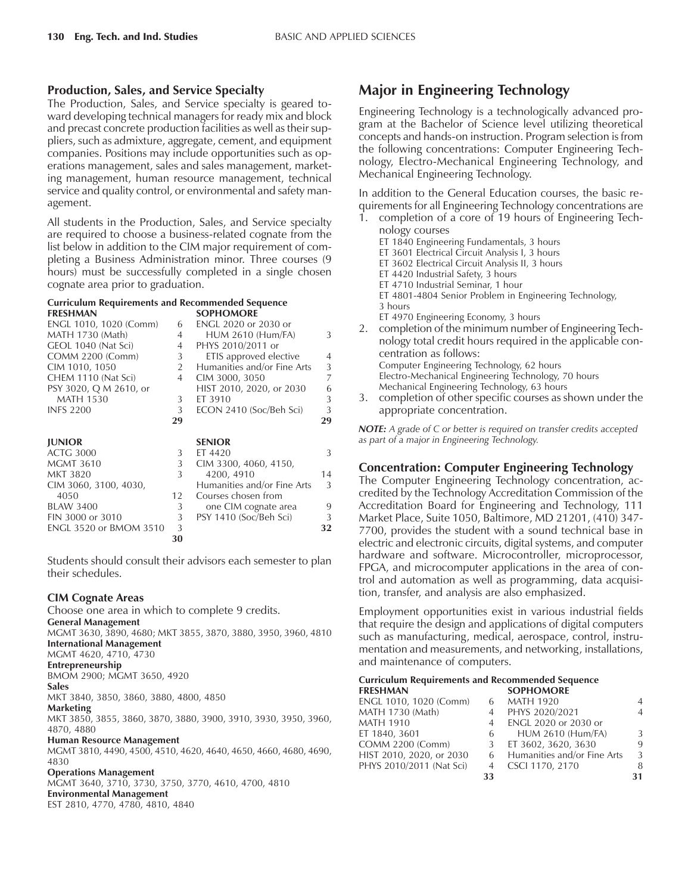### Production, Sales, and Service Specialty

The Production, Sales, and Service specialty is geared toward developing technical managers for ready mix and block and precast concrete production facilities as well as their suppliers, such as admixture, aggregate, cement, and equipment companies. Positions may include opportunities such as operations management, sales and sales management, marketing management, human resource management, technical service and quality control, or environmental and safety management.

All students in the Production, Sales, and Service specialty are required to choose a business-related cognate from the list below in addition to the CIM major requirement of completing a Business Administration minor. Three courses (9 hours) must be successfully completed in a single chosen cognate area prior to graduation.

**Curriculum Requirements and Recommended Sequence**

| FRESHMAN | | SOPHOMORE | |
|---|---|---|---|
| ENGL 1010, 1020 (Comm) | 6 | ENGL 2020 or 2030 or HUM 2610 (Hum/FA) | 3 |
| MATH 1730 (Math) | 4 | PHYS 2010/2011 or ETIS approved elective | 4 |
| GEOL 1040 (Nat Sci) | 4 | Humanities and/or Fine Arts | 3 |
| COMM 2200 (Comm) | 3 | CIM 3000, 3050 | 7 |
| CIM 1010, 1050 | 2 | HIST 2010, 2020, or 2030 | 6 |
| CHEM 1110 (Nat Sci) | 4 | ET 3910 | 3 |
| PSY 3020, Q M 2610, or MATH 1530 | 3 | ECON 2410 (Soc/Beh Sci) | 3 |
| INFS 2200 | 3 | | |
| | 29 | | 29 |

| JUNIOR | | SENIOR | |
|---|---|---|---|
| ACTG 3000 | 3 | ET 4420 | 3 |
| MGMT 3610 | 3 | CIM 3300, 4060, 4150, 4200, 4910 | 14 |
| MKT 3820 | 3 | Humanities and/or Fine Arts | 3 |
| CIM 3060, 3100, 4030, 4050 | 12 | Courses chosen from one CIM cognate area | 9 |
| BLAW 3400 | 3 | PSY 1410 (Soc/Beh Sci) | 3 |
| FIN 3000 or 3010 | 3 | | |
| ENGL 3520 or BMOM 3510 | 3 | | |
| | 30 | | 32 |

Students should consult their advisors each semester to plan their schedules.

### CIM Cognate Areas

Choose one area in which to complete 9 credits.

**General Management**
MGMT 3630, 3890, 4680; MKT 3855, 3870, 3880, 3950, 3960, 4810

**International Management**
MGMT 4620, 4710, 4730

**Entrepreneurship**
BMOM 2900; MGMT 3650, 4920

**Sales**
MKT 3840, 3850, 3860, 3880, 4800, 4850

**Marketing**
MKT 3850, 3855, 3860, 3870, 3880, 3900, 3910, 3930, 3950, 3960, 4870, 4880

**Human Resource Management**
MGMT 3810, 4490, 4500, 4510, 4620, 4640, 4650, 4660, 4680, 4690, 4830

**Operations Management**
MGMT 3640, 3710, 3730, 3750, 3770, 4610, 4700, 4810

**Environmental Management**
EST 2810, 4770, 4780, 4810, 4840

## Major in Engineering Technology

Engineering Technology is a technologically advanced program at the Bachelor of Science level utilizing theoretical concepts and hands-on instruction. Program selection is from the following concentrations: Computer Engineering Technology, Electro-Mechanical Engineering Technology, and Mechanical Engineering Technology.

In addition to the General Education courses, the basic requirements for all Engineering Technology concentrations are

1. completion of a core of 19 hours of Engineering Technology courses
   - ET 1840 Engineering Fundamentals, 3 hours
   - ET 3601 Electrical Circuit Analysis I, 3 hours
   - ET 3602 Electrical Circuit Analysis II, 3 hours
   - ET 4420 Industrial Safety, 3 hours
   - ET 4710 Industrial Seminar, 1 hour
   - ET 4801-4804 Senior Problem in Engineering Technology, 3 hours
   - ET 4970 Engineering Economy, 3 hours
2. completion of the minimum number of Engineering Technology total credit hours required in the applicable concentration as follows:
   - Computer Engineering Technology, 62 hours
   - Electro-Mechanical Engineering Technology, 70 hours
   - Mechanical Engineering Technology, 63 hours
3. completion of other specific courses as shown under the appropriate concentration.

***NOTE:*** *A grade of C or better is required on transfer credits accepted as part of a major in Engineering Technology.*

### Concentration: Computer Engineering Technology

The Computer Engineering Technology concentration, accredited by the Technology Accreditation Commission of the Accreditation Board for Engineering and Technology, 111 Market Place, Suite 1050, Baltimore, MD 21201, (410) 347-7700, provides the student with a sound technical base in electric and electronic circuits, digital systems, and computer hardware and software. Microcontroller, microprocessor, FPGA, and microcomputer applications in the area of control and automation as well as programming, data acquisition, transfer, and analysis are also emphasized.

Employment opportunities exist in various industrial fields that require the design and applications of digital computers such as manufacturing, medical, aerospace, control, instrumentation and measurements, and networking, installations, and maintenance of computers.

**Curriculum Requirements and Recommended Sequence**

| FRESHMAN | | SOPHOMORE | |
|---|---|---|---|
| ENGL 1010, 1020 (Comm) | 6 | MATH 1920 | 4 |
| MATH 1730 (Math) | 4 | PHYS 2020/2021 | 4 |
| MATH 1910 | 4 | ENGL 2020 or 2030 or HUM 2610 (Hum/FA) | 3 |
| ET 1840, 3601 | 6 | ET 3602, 3620, 3630 | 9 |
| COMM 2200 (Comm) | 3 | Humanities and/or Fine Arts | 3 |
| HIST 2010, 2020, or 2030 | 6 | CSCI 1170, 2170 | 8 |
| PHYS 2010/2011 (Nat Sci) | 4 | | |
| | 33 | | 31 |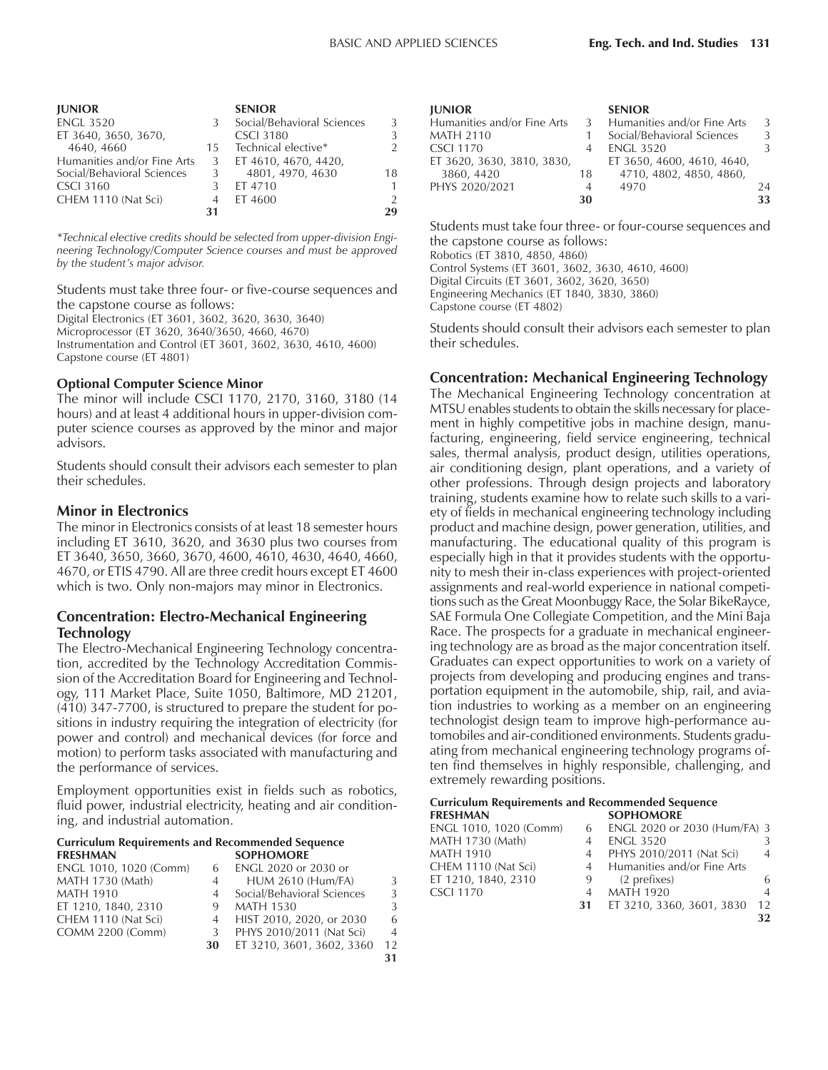| JUNIOR | | SENIOR | |
|---|---|---|---|
| ENGL 3520 | 3 | Social/Behavioral Sciences | 3 |
| ET 3640, 3650, 3670, 4640, 4660 | 15 | CSCI 3180 | 3 |
| Humanities and/or Fine Arts | 3 | Technical elective* | 2 |
| Social/Behavioral Sciences | 3 | ET 4610, 4670, 4420, 4801, 4970, 4630 | 18 |
| CSCI 3160 | 3 | ET 4710 | 1 |
| CHEM 1110 (Nat Sci) | 4 | ET 4600 | 2 |
| | 31 | | 29 |

*Technical elective credits should be selected from upper-division Engineering Technology/Computer Science courses and must be approved by the student's major advisor.*

Students must take three four- or five-course sequences and the capstone course as follows:
Digital Electronics (ET 3601, 3602, 3620, 3630, 3640)
Microprocessor (ET 3620, 3640/3650, 4660, 4670)
Instrumentation and Control (ET 3601, 3602, 3630, 4610, 4600)
Capstone course (ET 4801)

### Optional Computer Science Minor

The minor will include CSCI 1170, 2170, 3160, 3180 (14 hours) and at least 4 additional hours in upper-division computer science courses as approved by the minor and major advisors.

Students should consult their advisors each semester to plan their schedules.

## Minor in Electronics

The minor in Electronics consists of at least 18 semester hours including ET 3610, 3620, and 3630 plus two courses from ET 3640, 3650, 3660, 3670, 4600, 4610, 4630, 4640, 4660, 4670, or ETIS 4790. All are three credit hours except ET 4600 which is two. Only non-majors may minor in Electronics.

## Concentration: Electro-Mechanical Engineering Technology

The Electro-Mechanical Engineering Technology concentration, accredited by the Technology Accreditation Commission of the Accreditation Board for Engineering and Technology, 111 Market Place, Suite 1050, Baltimore, MD 21201, (410) 347-7700, is structured to prepare the student for positions in industry requiring the integration of electricity (for power and control) and mechanical devices (for force and motion) to perform tasks associated with manufacturing and the performance of services.

Employment opportunities exist in fields such as robotics, fluid power, industrial electricity, heating and air conditioning, and industrial automation.

#### Curriculum Requirements and Recommended Sequence

| FRESHMAN | | SOPHOMORE | |
|---|---|---|---|
| ENGL 1010, 1020 (Comm) | 6 | ENGL 2020 or 2030 or HUM 2610 (Hum/FA) | 3 |
| MATH 1730 (Math) | 4 | Social/Behavioral Sciences | 3 |
| MATH 1910 | 4 | MATH 1530 | 3 |
| ET 1210, 1840, 2310 | 9 | HIST 2010, 2020, or 2030 | 6 |
| CHEM 1110 (Nat Sci) | 4 | PHYS 2010/2011 (Nat Sci) | 4 |
| COMM 2200 (Comm) | 3 | ET 3210, 3601, 3602, 3360 | 12 |
| | 30 | | 31 |

| JUNIOR | | SENIOR | |
|---|---|---|---|
| Humanities and/or Fine Arts | 3 | Humanities and/or Fine Arts | 3 |
| MATH 2110 | 1 | Social/Behavioral Sciences | 3 |
| CSCI 1170 | 4 | ENGL 3520 | 3 |
| ET 3620, 3630, 3810, 3830, 3860, 4420 | 18 | ET 3650, 4600, 4610, 4640, 4710, 4802, 4850, 4860, 4970 | 24 |
| PHYS 2020/2021 | 4 | | |
| | 30 | | 33 |

Students must take four three- or four-course sequences and the capstone course as follows:
Robotics (ET 3810, 4850, 4860)
Control Systems (ET 3601, 3602, 3630, 4610, 4600)
Digital Circuits (ET 3601, 3602, 3620, 3650)
Engineering Mechanics (ET 1840, 3830, 3860)
Capstone course (ET 4802)

Students should consult their advisors each semester to plan their schedules.

## Concentration: Mechanical Engineering Technology

The Mechanical Engineering Technology concentration at MTSU enables students to obtain the skills necessary for placement in highly competitive jobs in machine design, manufacturing, engineering, field service engineering, technical sales, thermal analysis, product design, utilities operations, air conditioning design, plant operations, and a variety of other professions. Through design projects and laboratory training, students examine how to relate such skills to a variety of fields in mechanical engineering technology including product and machine design, power generation, utilities, and manufacturing. The educational quality of this program is especially high in that it provides students with the opportunity to mesh their in-class experiences with project-oriented assignments and real-world experience in national competitions such as the Great Moonbuggy Race, the Solar BikeRayce, SAE Formula One Collegiate Competition, and the Mini Baja Race. The prospects for a graduate in mechanical engineering technology are as broad as the major concentration itself. Graduates can expect opportunities to work on a variety of projects from developing and producing engines and transportation equipment in the automobile, ship, rail, and aviation industries to working as a member on an engineering technologist design team to improve high-performance automobiles and air-conditioned environments. Students graduating from mechanical engineering technology programs often find themselves in highly responsible, challenging, and extremely rewarding positions.

#### Curriculum Requirements and Recommended Sequence

| FRESHMAN | | SOPHOMORE | |
|---|---|---|---|
| ENGL 1010, 1020 (Comm) | 6 | ENGL 2020 or 2030 (Hum/FA) | 3 |
| MATH 1730 (Math) | 4 | ENGL 3520 | 3 |
| MATH 1910 | 4 | PHYS 2010/2011 (Nat Sci) | 4 |
| CHEM 1110 (Nat Sci) | 4 | Humanities and/or Fine Arts (2 prefixes) | 6 |
| ET 1210, 1840, 2310 | 9 | MATH 1920 | 4 |
| CSCI 1170 | 4 | ET 3210, 3360, 3601, 3830 | 12 |
| | 31 | | 32 |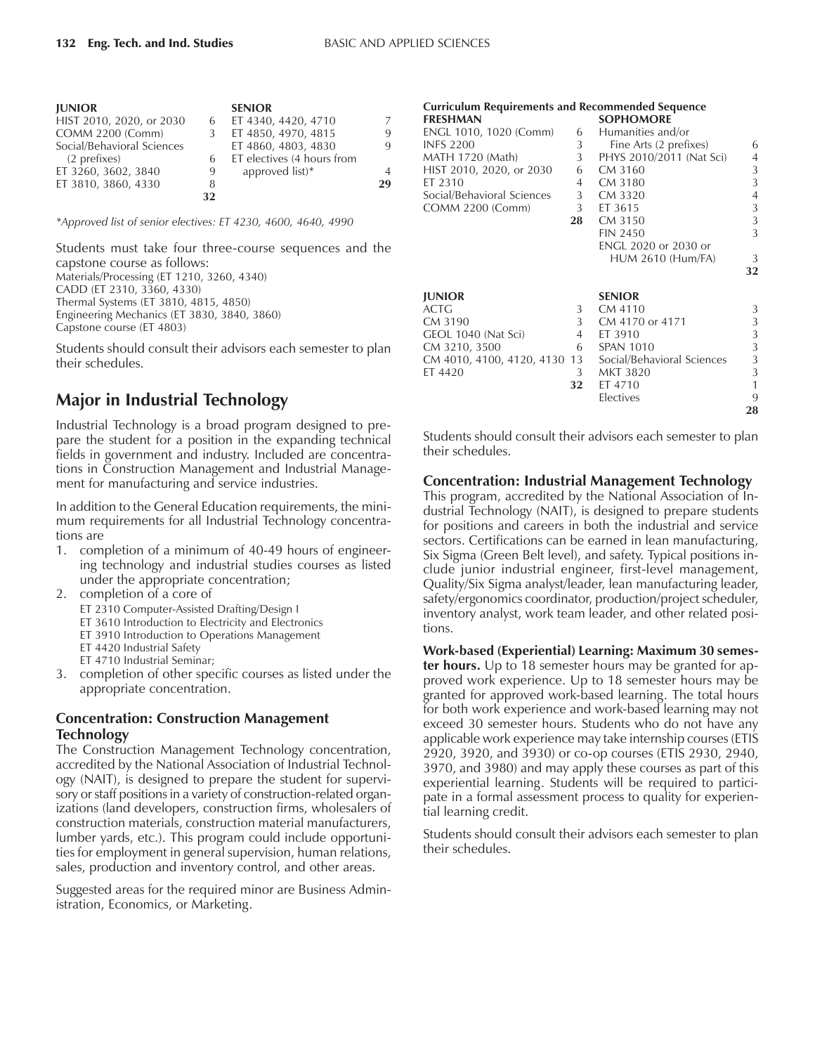| JUNIOR | | SENIOR | |
|---|---|---|---|
| HIST 2010, 2020, or 2030 | 6 | ET 4340, 4420, 4710 | 7 |
| COMM 2200 (Comm) | 3 | ET 4850, 4970, 4815 | 9 |
| Social/Behavioral Sciences (2 prefixes) | 6 | ET 4860, 4803, 4830 | 9 |
| ET 3260, 3602, 3840 | 9 | ET electives (4 hours from approved list)* | 4 |
| ET 3810, 3860, 4330 | 8 | | **29** |
| | **32** | | |

*Approved list of senior electives: ET 4230, 4600, 4640, 4990*

Students must take four three-course sequences and the capstone course as follows:
Materials/Processing (ET 1210, 3260, 4340)
CADD (ET 2310, 3360, 4330)
Thermal Systems (ET 3810, 4815, 4850)
Engineering Mechanics (ET 3830, 3840, 3860)
Capstone course (ET 4803)

Students should consult their advisors each semester to plan their schedules.

## Major in Industrial Technology

Industrial Technology is a broad program designed to prepare the student for a position in the expanding technical fields in government and industry. Included are concentrations in Construction Management and Industrial Management for manufacturing and service industries.

In addition to the General Education requirements, the minimum requirements for all Industrial Technology concentrations are

1. completion of a minimum of 40-49 hours of engineering technology and industrial studies courses as listed under the appropriate concentration;
2. completion of a core of
   ET 2310 Computer-Assisted Drafting/Design I
   ET 3610 Introduction to Electricity and Electronics
   ET 3910 Introduction to Operations Management
   ET 4420 Industrial Safety
   ET 4710 Industrial Seminar;
3. completion of other specific courses as listed under the appropriate concentration.

### Concentration: Construction Management Technology

The Construction Management Technology concentration, accredited by the National Association of Industrial Technology (NAIT), is designed to prepare the student for supervisory or staff positions in a variety of construction-related organizations (land developers, construction firms, wholesalers of construction materials, construction material manufacturers, lumber yards, etc.). This program could include opportunities for employment in general supervision, human relations, sales, production and inventory control, and other areas.

Suggested areas for the required minor are Business Administration, Economics, or Marketing.

**Curriculum Requirements and Recommended Sequence**

| FRESHMAN | | SOPHOMORE | |
|---|---|---|---|
| ENGL 1010, 1020 (Comm) | 6 | Humanities and/or Fine Arts (2 prefixes) | 6 |
| INFS 2200 | 3 | PHYS 2010/2011 (Nat Sci) | 4 |
| MATH 1720 (Math) | 3 | CM 3160 | 3 |
| HIST 2010, 2020, or 2030 | 6 | CM 3180 | 3 |
| ET 2310 | 4 | CM 3320 | 4 |
| Social/Behavioral Sciences | 3 | ET 3615 | 3 |
| COMM 2200 (Comm) | 3 | CM 3150 | 3 |
| | **28** | FIN 2450 | 3 |
| | | ENGL 2020 or 2030 or HUM 2610 (Hum/FA) | 3 |
| | | | **32** |

| JUNIOR | | SENIOR | |
|---|---|---|---|
| ACTG | 3 | CM 4110 | 3 |
| CM 3190 | 3 | CM 4170 or 4171 | 3 |
| GEOL 1040 (Nat Sci) | 4 | ET 3910 | 3 |
| CM 3210, 3500 | 6 | SPAN 1010 | 3 |
| CM 4010, 4100, 4120, 4130 | 13 | Social/Behavioral Sciences | 3 |
| ET 4420 | 3 | MKT 3820 | 3 |
| | **32** | ET 4710 | 1 |
| | | Electives | 9 |
| | | | **28** |

Students should consult their advisors each semester to plan their schedules.

### Concentration: Industrial Management Technology

This program, accredited by the National Association of Industrial Technology (NAIT), is designed to prepare students for positions and careers in both the industrial and service sectors. Certifications can be earned in lean manufacturing, Six Sigma (Green Belt level), and safety. Typical positions include junior industrial engineer, first-level management, Quality/Six Sigma analyst/leader, lean manufacturing leader, safety/ergonomics coordinator, production/project scheduler, inventory analyst, work team leader, and other related positions.

**Work-based (Experiential) Learning: Maximum 30 semester hours.** Up to 18 semester hours may be granted for approved work experience. Up to 18 semester hours may be granted for approved work-based learning. The total hours for both work experience and work-based learning may not exceed 30 semester hours. Students who do not have any applicable work experience may take internship courses (ETIS 2920, 3920, and 3930) or co-op courses (ETIS 2930, 2940, 3970, and 3980) and may apply these courses as part of this experiential learning. Students will be required to participate in a formal assessment process to quality for experiential learning credit.

Students should consult their advisors each semester to plan their schedules.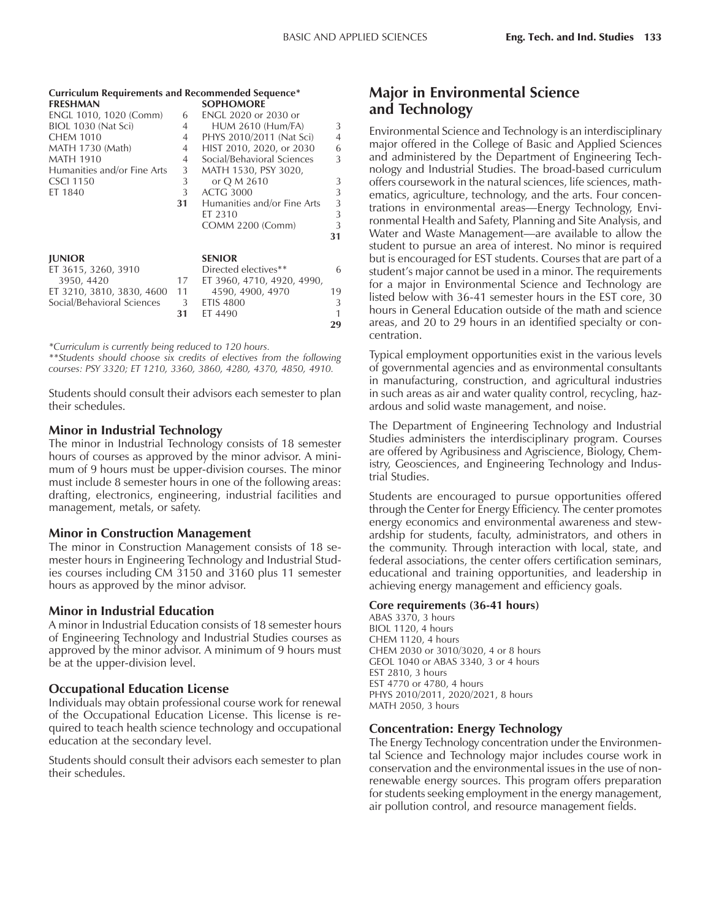**Curriculum Requirements and Recommended Sequence***

| FRESHMAN | | SOPHOMORE | |
|---|---|---|---|
| ENGL 1010, 1020 (Comm) | 6 | ENGL 2020 or 2030 or HUM 2610 (Hum/FA) | 3 |
| BIOL 1030 (Nat Sci) | 4 | PHYS 2010/2011 (Nat Sci) | 4 |
| CHEM 1010 | 4 | HIST 2010, 2020, or 2030 | 6 |
| MATH 1730 (Math) | 4 | Social/Behavioral Sciences | 3 |
| MATH 1910 | 4 | MATH 1530, PSY 3020, or Q M 2610 | 3 |
| Humanities and/or Fine Arts | 3 | ACTG 3000 | 3 |
| CSCI 1150 | 3 | Humanities and/or Fine Arts | 3 |
| ET 1840 | 3 | ET 2310 | 3 |
| | **31** | COMM 2200 (Comm) | 3 |
| | | | **31** |

| JUNIOR | | SENIOR | |
|---|---|---|---|
| ET 3615, 3260, 3910 3950, 4420 | 17 | Directed electives** | 6 |
| ET 3210, 3810, 3830, 4600 | 11 | ET 3960, 4710, 4920, 4990, 4590, 4900, 4970 | 19 |
| Social/Behavioral Sciences | 3 | ETIS 4800 | 3 |
| | **31** | ET 4490 | 1 |
| | | | **29** |

*\*Curriculum is currently being reduced to 120 hours.*

*\*\*Students should choose six credits of electives from the following courses: PSY 3320; ET 1210, 3360, 3860, 4280, 4370, 4850, 4910.*

Students should consult their advisors each semester to plan their schedules.

### Minor in Industrial Technology

The minor in Industrial Technology consists of 18 semester hours of courses as approved by the minor advisor. A minimum of 9 hours must be upper-division courses. The minor must include 8 semester hours in one of the following areas: drafting, electronics, engineering, industrial facilities and management, metals, or safety.

### Minor in Construction Management

The minor in Construction Management consists of 18 semester hours in Engineering Technology and Industrial Studies courses including CM 3150 and 3160 plus 11 semester hours as approved by the minor advisor.

### Minor in Industrial Education

A minor in Industrial Education consists of 18 semester hours of Engineering Technology and Industrial Studies courses as approved by the minor advisor. A minimum of 9 hours must be at the upper-division level.

### Occupational Education License

Individuals may obtain professional course work for renewal of the Occupational Education License. This license is required to teach health science technology and occupational education at the secondary level.

Students should consult their advisors each semester to plan their schedules.

## Major in Environmental Science and Technology

Environmental Science and Technology is an interdisciplinary major offered in the College of Basic and Applied Sciences and administered by the Department of Engineering Technology and Industrial Studies. The broad-based curriculum offers coursework in the natural sciences, life sciences, mathematics, agriculture, technology, and the arts. Four concentrations in environmental areas—Energy Technology, Environmental Health and Safety, Planning and Site Analysis, and Water and Waste Management—are available to allow the student to pursue an area of interest. No minor is required but is encouraged for EST students. Courses that are part of a student's major cannot be used in a minor. The requirements for a major in Environmental Science and Technology are listed below with 36-41 semester hours in the EST core, 30 hours in General Education outside of the math and science areas, and 20 to 29 hours in an identified specialty or concentration.

Typical employment opportunities exist in the various levels of governmental agencies and as environmental consultants in manufacturing, construction, and agricultural industries in such areas as air and water quality control, recycling, hazardous and solid waste management, and noise.

The Department of Engineering Technology and Industrial Studies administers the interdisciplinary program. Courses are offered by Agribusiness and Agriscience, Biology, Chemistry, Geosciences, and Engineering Technology and Industrial Studies.

Students are encouraged to pursue opportunities offered through the Center for Energy Efficiency. The center promotes energy economics and environmental awareness and stewardship for students, faculty, administrators, and others in the community. Through interaction with local, state, and federal associations, the center offers certification seminars, educational and training opportunities, and leadership in achieving energy management and efficiency goals.

**Core requirements (36-41 hours)**

ABAS 3370, 3 hours
BIOL 1120, 4 hours
CHEM 1120, 4 hours
CHEM 2030 or 3010/3020, 4 or 8 hours
GEOL 1040 or ABAS 3340, 3 or 4 hours
EST 2810, 3 hours
EST 4770 or 4780, 4 hours
PHYS 2010/2011, 2020/2021, 8 hours
MATH 2050, 3 hours

### Concentration: Energy Technology

The Energy Technology concentration under the Environmental Science and Technology major includes course work in conservation and the environmental issues in the use of nonrenewable energy sources. This program offers preparation for students seeking employment in the energy management, air pollution control, and resource management fields.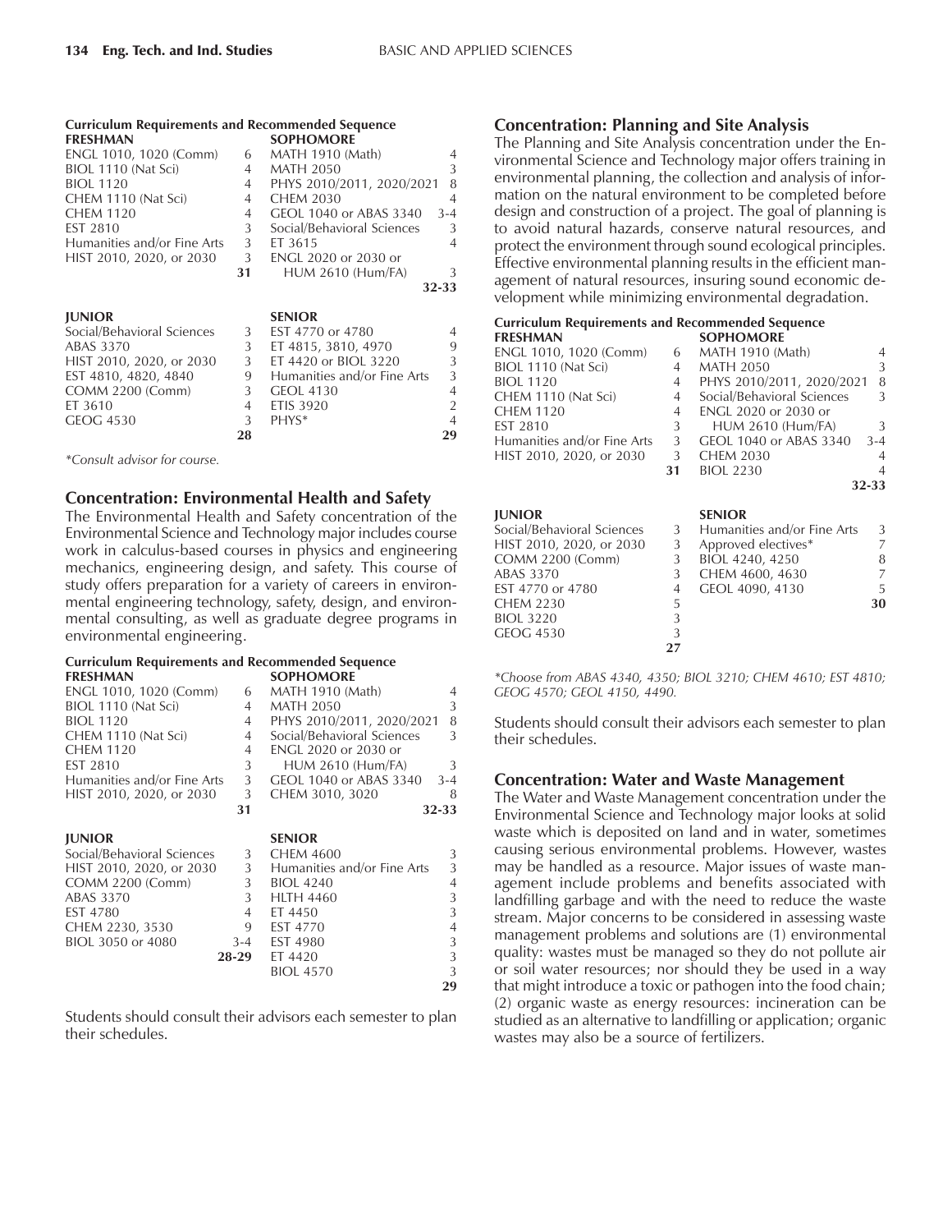#### Curriculum Requirements and Recommended Sequence

| FRESHMAN | | SOPHOMORE | |
|---|---|---|---|
| ENGL 1010, 1020 (Comm) | 6 | MATH 1910 (Math) | 4 |
| BIOL 1110 (Nat Sci) | 4 | MATH 2050 | 3 |
| BIOL 1120 | 4 | PHYS 2010/2011, 2020/2021 | 8 |
| CHEM 1110 (Nat Sci) | 4 | CHEM 2030 | 4 |
| CHEM 1120 | 4 | GEOL 1040 or ABAS 3340 | 3-4 |
| EST 2810 | 3 | Social/Behavioral Sciences | 3 |
| Humanities and/or Fine Arts | 3 | ET 3615 | 4 |
| HIST 2010, 2020, or 2030 | 3 | ENGL 2020 or 2030 or HUM 2610 (Hum/FA) | 3 |
| | **31** | | **32-33** |

| JUNIOR | | SENIOR | |
|---|---|---|---|
| Social/Behavioral Sciences | 3 | EST 4770 or 4780 | 4 |
| ABAS 3370 | 3 | ET 4815, 3810, 4970 | 9 |
| HIST 2010, 2020, or 2030 | 3 | ET 4420 or BIOL 3220 | 3 |
| EST 4810, 4820, 4840 | 9 | Humanities and/or Fine Arts | 3 |
| COMM 2200 (Comm) | 3 | GEOL 4130 | 4 |
| ET 3610 | 4 | ETIS 3920 | 2 |
| GEOG 4530 | 3 | PHYS* | 4 |
| | **28** | | **29** |

*Consult advisor for course.*

## Concentration: Environmental Health and Safety

The Environmental Health and Safety concentration of the Environmental Science and Technology major includes course work in calculus-based courses in physics and engineering mechanics, engineering design, and safety. This course of study offers preparation for a variety of careers in environmental engineering technology, safety, design, and environmental consulting, as well as graduate degree programs in environmental engineering.

#### Curriculum Requirements and Recommended Sequence

| FRESHMAN | | SOPHOMORE | |
|---|---|---|---|
| ENGL 1010, 1020 (Comm) | 6 | MATH 1910 (Math) | 4 |
| BIOL 1110 (Nat Sci) | 4 | MATH 2050 | 3 |
| BIOL 1120 | 4 | PHYS 2010/2011, 2020/2021 | 8 |
| CHEM 1110 (Nat Sci) | 4 | Social/Behavioral Sciences | 3 |
| CHEM 1120 | 4 | ENGL 2020 or 2030 or HUM 2610 (Hum/FA) | 3 |
| EST 2810 | 3 | GEOL 1040 or ABAS 3340 | 3-4 |
| Humanities and/or Fine Arts | 3 | CHEM 3010, 3020 | 8 |
| HIST 2010, 2020, or 2030 | 3 | | |
| | **31** | | **32-33** |

| JUNIOR | | SENIOR | |
|---|---|---|---|
| Social/Behavioral Sciences | 3 | CHEM 4600 | 3 |
| HIST 2010, 2020, or 2030 | 3 | Humanities and/or Fine Arts | 3 |
| COMM 2200 (Comm) | 3 | BIOL 4240 | 4 |
| ABAS 3370 | 3 | HLTH 4460 | 3 |
| EST 4780 | 4 | ET 4450 | 3 |
| CHEM 2230, 3530 | 9 | EST 4770 | 4 |
| BIOL 3050 or 4080 | 3-4 | EST 4980 | 3 |
| | **28-29** | ET 4420 | 3 |
| | | BIOL 4570 | 3 |
| | | | **29** |

Students should consult their advisors each semester to plan their schedules.

## Concentration: Planning and Site Analysis

The Planning and Site Analysis concentration under the Environmental Science and Technology major offers training in environmental planning, the collection and analysis of information on the natural environment to be completed before design and construction of a project. The goal of planning is to avoid natural hazards, conserve natural resources, and protect the environment through sound ecological principles. Effective environmental planning results in the efficient management of natural resources, insuring sound economic development while minimizing environmental degradation.

#### Curriculum Requirements and Recommended Sequence

| FRESHMAN | | SOPHOMORE | |
|---|---|---|---|
| ENGL 1010, 1020 (Comm) | 6 | MATH 1910 (Math) | 4 |
| BIOL 1110 (Nat Sci) | 4 | MATH 2050 | 3 |
| BIOL 1120 | 4 | PHYS 2010/2011, 2020/2021 | 8 |
| CHEM 1110 (Nat Sci) | 4 | Social/Behavioral Sciences | 3 |
| CHEM 1120 | 4 | ENGL 2020 or 2030 or HUM 2610 (Hum/FA) | 3 |
| EST 2810 | 3 | | |
| Humanities and/or Fine Arts | 3 | GEOL 1040 or ABAS 3340 | 3-4 |
| HIST 2010, 2020, or 2030 | 3 | CHEM 2030 | 4 |
| | **31** | BIOL 2230 | 4 |
| | | | **32-33** |

| JUNIOR | | SENIOR | |
|---|---|---|---|
| Social/Behavioral Sciences | 3 | Humanities and/or Fine Arts | 3 |
| HIST 2010, 2020, or 2030 | 3 | Approved electives* | 7 |
| COMM 2200 (Comm) | 3 | BIOL 4240, 4250 | 8 |
| ABAS 3370 | 3 | CHEM 4600, 4630 | 7 |
| EST 4770 or 4780 | 4 | GEOL 4090, 4130 | 5 |
| CHEM 2230 | 5 | | **30** |
| BIOL 3220 | 3 | | |
| GEOG 4530 | 3 | | |
| | **27** | | |

*Choose from ABAS 4340, 4350; BIOL 3210; CHEM 4610; EST 4810; GEOG 4570; GEOL 4150, 4490.*

Students should consult their advisors each semester to plan their schedules.

## Concentration: Water and Waste Management

The Water and Waste Management concentration under the Environmental Science and Technology major looks at solid waste which is deposited on land and in water, sometimes causing serious environmental problems. However, wastes may be handled as a resource. Major issues of waste management include problems and benefits associated with landfilling garbage and with the need to reduce the waste stream. Major concerns to be considered in assessing waste management problems and solutions are (1) environmental quality: wastes must be managed so they do not pollute air or soil water resources; nor should they be used in a way that might introduce a toxic or pathogen into the food chain; (2) organic waste as energy resources: incineration can be studied as an alternative to landfilling or application; organic wastes may also be a source of fertilizers.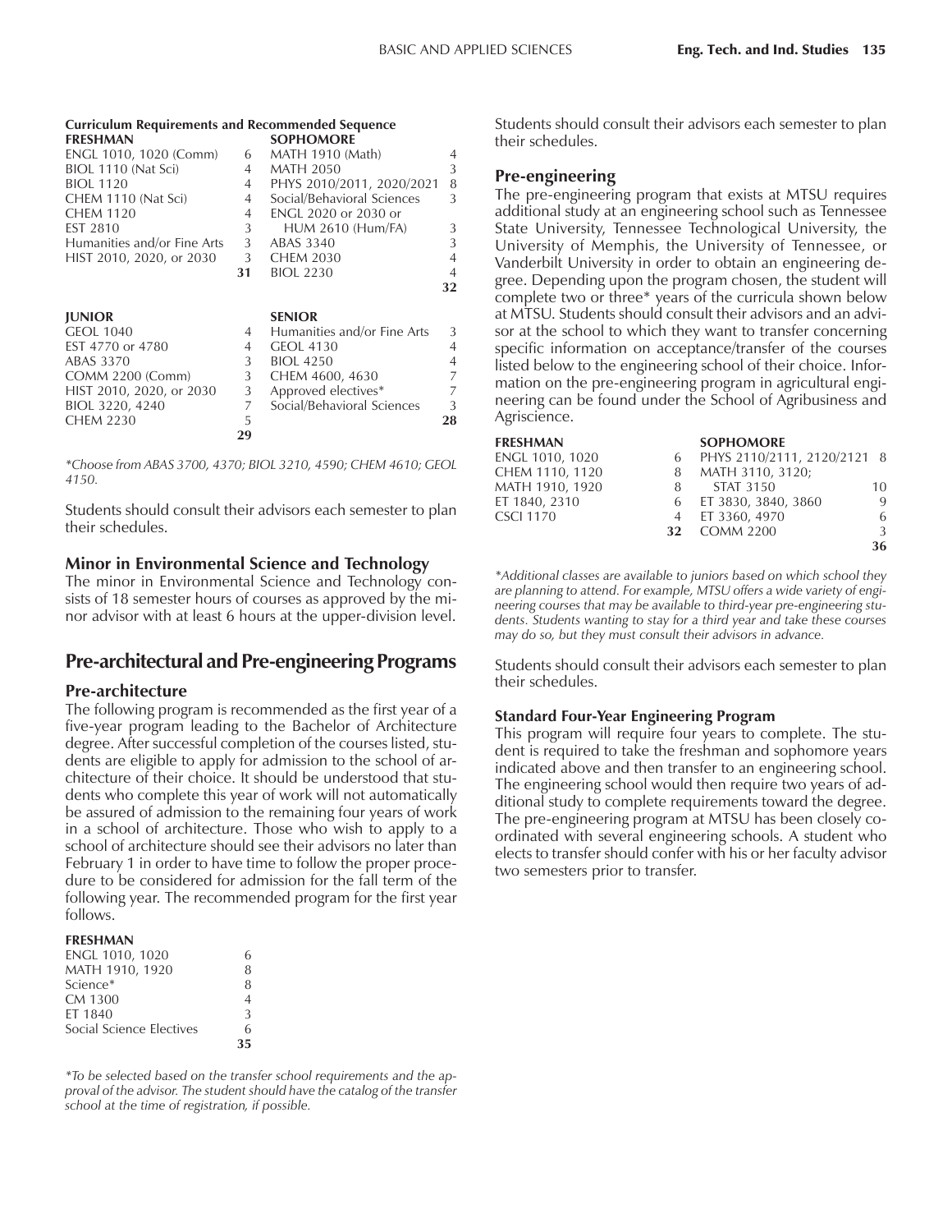**Curriculum Requirements and Recommended Sequence**

| FRESHMAN | | SOPHOMORE | |
|---|---|---|---|
| ENGL 1010, 1020 (Comm) | 6 | MATH 1910 (Math) | 4 |
| BIOL 1110 (Nat Sci) | 4 | MATH 2050 | 3 |
| BIOL 1120 | 4 | PHYS 2010/2011, 2020/2021 | 8 |
| CHEM 1110 (Nat Sci) | 4 | Social/Behavioral Sciences | 3 |
| CHEM 1120 | 4 | ENGL 2020 or 2030 or HUM 2610 (Hum/FA) | 3 |
| EST 2810 | 3 | ABAS 3340 | 3 |
| Humanities and/or Fine Arts | 3 | CHEM 2030 | 4 |
| HIST 2010, 2020, or 2030 | 3 | BIOL 2230 | 4 |
| | **31** | | **32** |

| JUNIOR | | SENIOR | |
|---|---|---|---|
| GEOL 1040 | 4 | Humanities and/or Fine Arts | 3 |
| EST 4770 or 4780 | 4 | GEOL 4130 | 4 |
| ABAS 3370 | 3 | BIOL 4250 | 4 |
| COMM 2200 (Comm) | 3 | CHEM 4600, 4630 | 7 |
| HIST 2010, 2020, or 2030 | 3 | Approved electives* | 7 |
| BIOL 3220, 4240 | 7 | Social/Behavioral Sciences | 3 |
| CHEM 2230 | 5 | | **28** |
| | **29** | | |

*\*Choose from ABAS 3700, 4370; BIOL 3210, 4590; CHEM 4610; GEOL 4150.*

Students should consult their advisors each semester to plan their schedules.

### Minor in Environmental Science and Technology

The minor in Environmental Science and Technology consists of 18 semester hours of courses as approved by the minor advisor with at least 6 hours at the upper-division level.

## Pre-architectural and Pre-engineering Programs

### Pre-architecture

The following program is recommended as the first year of a five-year program leading to the Bachelor of Architecture degree. After successful completion of the courses listed, students are eligible to apply for admission to the school of architecture of their choice. It should be understood that students who complete this year of work will not automatically be assured of admission to the remaining four years of work in a school of architecture. Those who wish to apply to a school of architecture should see their advisors no later than February 1 in order to have time to follow the proper procedure to be considered for admission for the fall term of the following year. The recommended program for the first year follows.

| FRESHMAN | |
|---|---|
| ENGL 1010, 1020 | 6 |
| MATH 1910, 1920 | 8 |
| Science* | 8 |
| CM 1300 | 4 |
| ET 1840 | 3 |
| Social Science Electives | 6 |
| | **35** |

*\*To be selected based on the transfer school requirements and the approval of the advisor. The student should have the catalog of the transfer school at the time of registration, if possible.*

Students should consult their advisors each semester to plan their schedules.

### Pre-engineering

The pre-engineering program that exists at MTSU requires additional study at an engineering school such as Tennessee State University, Tennessee Technological University, the University of Memphis, the University of Tennessee, or Vanderbilt University in order to obtain an engineering degree. Depending upon the program chosen, the student will complete two or three* years of the curricula shown below at MTSU. Students should consult their advisors and an advisor at the school to which they want to transfer concerning specific information on acceptance/transfer of the courses listed below to the engineering school of their choice. Information on the pre-engineering program in agricultural engineering can be found under the School of Agribusiness and Agriscience.

| FRESHMAN | | SOPHOMORE | |
|---|---|---|---|
| ENGL 1010, 1020 | 6 | PHYS 2110/2111, 2120/2121 | 8 |
| CHEM 1110, 1120 | 8 | MATH 3110, 3120; STAT 3150 | 10 |
| MATH 1910, 1920 | 8 | | |
| ET 1840, 2310 | 6 | ET 3830, 3840, 3860 | 9 |
| CSCI 1170 | 4 | ET 3360, 4970 | 6 |
| | **32** | COMM 2200 | 3 |
| | | | **36** |

*\*Additional classes are available to juniors based on which school they are planning to attend. For example, MTSU offers a wide variety of engineering courses that may be available to third-year pre-engineering students. Students wanting to stay for a third year and take these courses may do so, but they must consult their advisors in advance.*

Students should consult their advisors each semester to plan their schedules.

#### Standard Four-Year Engineering Program

This program will require four years to complete. The student is required to take the freshman and sophomore years indicated above and then transfer to an engineering school. The engineering school would then require two years of additional study to complete requirements toward the degree. The pre-engineering program at MTSU has been closely coordinated with several engineering schools. A student who elects to transfer should confer with his or her faculty advisor two semesters prior to transfer.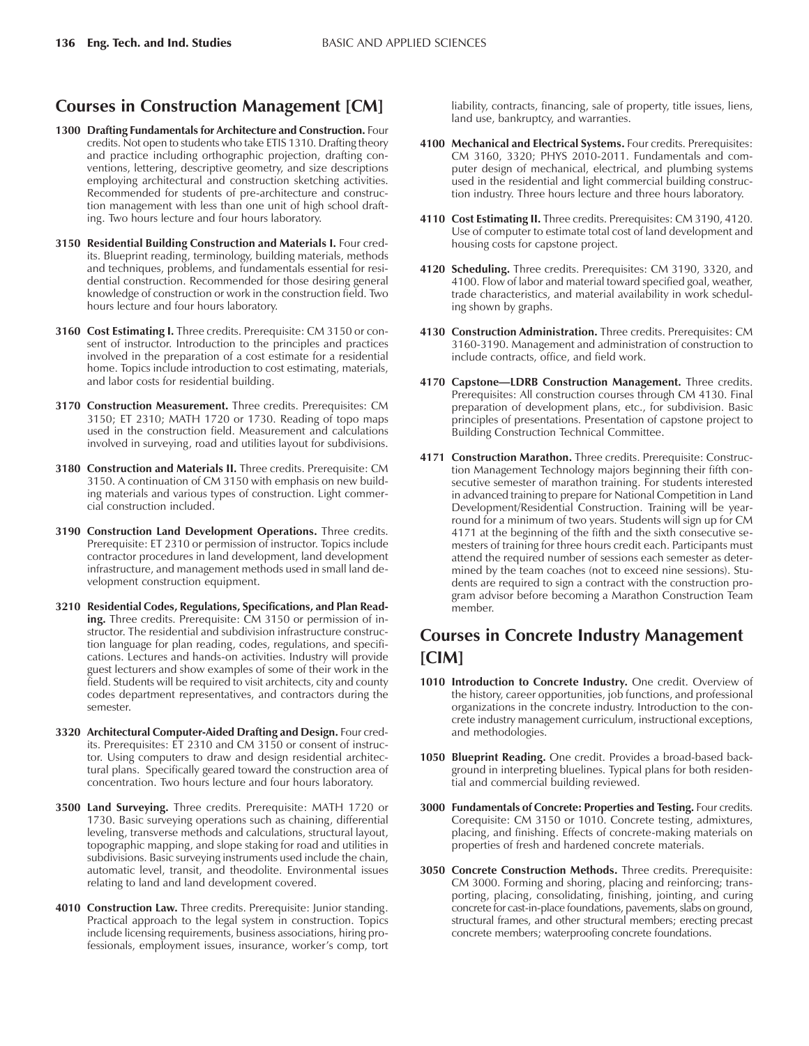## Courses in Construction Management [CM]

**1300 Drafting Fundamentals for Architecture and Construction.** Four credits. Not open to students who take ETIS 1310. Drafting theory and practice including orthographic projection, drafting conventions, lettering, descriptive geometry, and size descriptions employing architectural and construction sketching activities. Recommended for students of pre-architecture and construction management with less than one unit of high school drafting. Two hours lecture and four hours laboratory.

**3150 Residential Building Construction and Materials I.** Four credits. Blueprint reading, terminology, building materials, methods and techniques, problems, and fundamentals essential for residential construction. Recommended for those desiring general knowledge of construction or work in the construction field. Two hours lecture and four hours laboratory.

**3160 Cost Estimating I.** Three credits. Prerequisite: CM 3150 or consent of instructor. Introduction to the principles and practices involved in the preparation of a cost estimate for a residential home. Topics include introduction to cost estimating, materials, and labor costs for residential building.

**3170 Construction Measurement.** Three credits. Prerequisites: CM 3150; ET 2310; MATH 1720 or 1730. Reading of topo maps used in the construction field. Measurement and calculations involved in surveying, road and utilities layout for subdivisions.

**3180 Construction and Materials II.** Three credits. Prerequisite: CM 3150. A continuation of CM 3150 with emphasis on new building materials and various types of construction. Light commercial construction included.

**3190 Construction Land Development Operations.** Three credits. Prerequisite: ET 2310 or permission of instructor. Topics include contractor procedures in land development, land development infrastructure, and management methods used in small land development construction equipment.

**3210 Residential Codes, Regulations, Specifications, and Plan Reading.** Three credits. Prerequisite: CM 3150 or permission of instructor. The residential and subdivision infrastructure construction language for plan reading, codes, regulations, and specifications. Lectures and hands-on activities. Industry will provide guest lecturers and show examples of some of their work in the field. Students will be required to visit architects, city and county codes department representatives, and contractors during the semester.

**3320 Architectural Computer-Aided Drafting and Design.** Four credits. Prerequisites: ET 2310 and CM 3150 or consent of instructor. Using computers to draw and design residential architectural plans. Specifically geared toward the construction area of concentration. Two hours lecture and four hours laboratory.

**3500 Land Surveying.** Three credits. Prerequisite: MATH 1720 or 1730. Basic surveying operations such as chaining, differential leveling, transverse methods and calculations, structural layout, topographic mapping, and slope staking for road and utilities in subdivisions. Basic surveying instruments used include the chain, automatic level, transit, and theodolite. Environmental issues relating to land and land development covered.

**4010 Construction Law.** Three credits. Prerequisite: Junior standing. Practical approach to the legal system in construction. Topics include licensing requirements, business associations, hiring professionals, employment issues, insurance, worker's comp, tort liability, contracts, financing, sale of property, title issues, liens, land use, bankruptcy, and warranties.

**4100 Mechanical and Electrical Systems.** Four credits. Prerequisites: CM 3160, 3320; PHYS 2010-2011. Fundamentals and computer design of mechanical, electrical, and plumbing systems used in the residential and light commercial building construction industry. Three hours lecture and three hours laboratory.

**4110 Cost Estimating II.** Three credits. Prerequisites: CM 3190, 4120. Use of computer to estimate total cost of land development and housing costs for capstone project.

**4120 Scheduling.** Three credits. Prerequisites: CM 3190, 3320, and 4100. Flow of labor and material toward specified goal, weather, trade characteristics, and material availability in work scheduling shown by graphs.

**4130 Construction Administration.** Three credits. Prerequisites: CM 3160-3190. Management and administration of construction to include contracts, office, and field work.

**4170 Capstone—LDRB Construction Management.** Three credits. Prerequisites: All construction courses through CM 4130. Final preparation of development plans, etc., for subdivision. Basic principles of presentations. Presentation of capstone project to Building Construction Technical Committee.

**4171 Construction Marathon.** Three credits. Prerequisite: Construction Management Technology majors beginning their fifth consecutive semester of marathon training. For students interested in advanced training to prepare for National Competition in Land Development/Residential Construction. Training will be year-round for a minimum of two years. Students will sign up for CM 4171 at the beginning of the fifth and the sixth consecutive semesters of training for three hours credit each. Participants must attend the required number of sessions each semester as determined by the team coaches (not to exceed nine sessions). Students are required to sign a contract with the construction program advisor before becoming a Marathon Construction Team member.

## Courses in Concrete Industry Management [CIM]

**1010 Introduction to Concrete Industry.** One credit. Overview of the history, career opportunities, job functions, and professional organizations in the concrete industry. Introduction to the concrete industry management curriculum, instructional exceptions, and methodologies.

**1050 Blueprint Reading.** One credit. Provides a broad-based background in interpreting bluelines. Typical plans for both residential and commercial building reviewed.

**3000 Fundamentals of Concrete: Properties and Testing.** Four credits. Corequisite: CM 3150 or 1010. Concrete testing, admixtures, placing, and finishing. Effects of concrete-making materials on properties of fresh and hardened concrete materials.

**3050 Concrete Construction Methods.** Three credits. Prerequisite: CM 3000. Forming and shoring, placing and reinforcing; transporting, placing, consolidating, finishing, jointing, and curing concrete for cast-in-place foundations, pavements, slabs on ground, structural frames, and other structural members; erecting precast concrete members; waterproofing concrete foundations.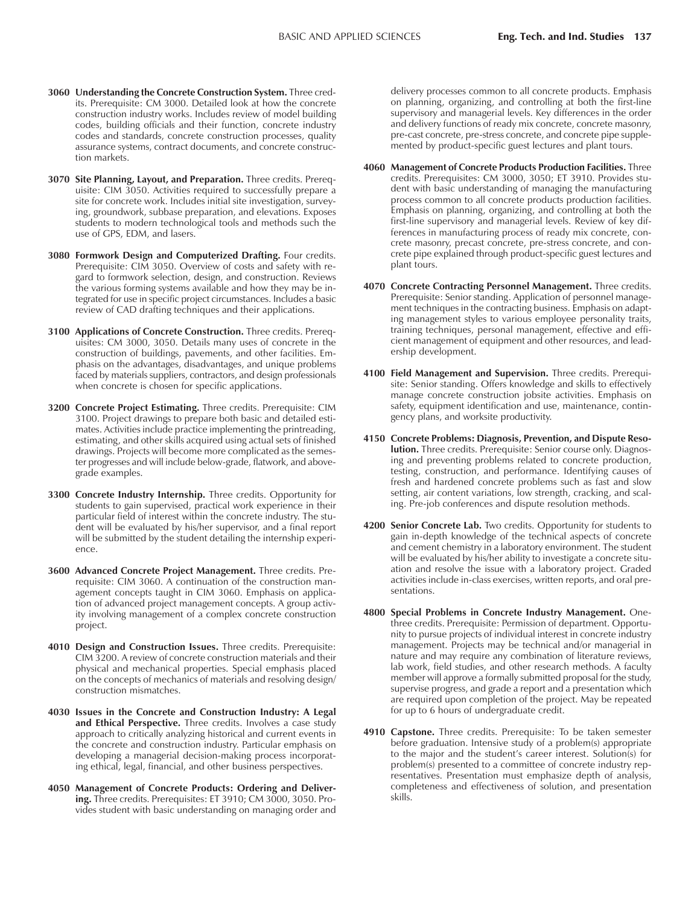**3060 Understanding the Concrete Construction System.** Three credits. Prerequisite: CM 3000. Detailed look at how the concrete construction industry works. Includes review of model building codes, building officials and their function, concrete industry codes and standards, concrete construction processes, quality assurance systems, contract documents, and concrete construction markets.

**3070 Site Planning, Layout, and Preparation.** Three credits. Prerequisite: CIM 3050. Activities required to successfully prepare a site for concrete work. Includes initial site investigation, surveying, groundwork, subbase preparation, and elevations. Exposes students to modern technological tools and methods such the use of GPS, EDM, and lasers.

**3080 Formwork Design and Computerized Drafting.** Four credits. Prerequisite: CIM 3050. Overview of costs and safety with regard to formwork selection, design, and construction. Reviews the various forming systems available and how they may be integrated for use in specific project circumstances. Includes a basic review of CAD drafting techniques and their applications.

**3100 Applications of Concrete Construction.** Three credits. Prerequisites: CM 3000, 3050. Details many uses of concrete in the construction of buildings, pavements, and other facilities. Emphasis on the advantages, disadvantages, and unique problems faced by materials suppliers, contractors, and design professionals when concrete is chosen for specific applications.

**3200 Concrete Project Estimating.** Three credits. Prerequisite: CIM 3100. Project drawings to prepare both basic and detailed estimates. Activities include practice implementing the printreading, estimating, and other skills acquired using actual sets of finished drawings. Projects will become more complicated as the semester progresses and will include below-grade, flatwork, and above-grade examples.

**3300 Concrete Industry Internship.** Three credits. Opportunity for students to gain supervised, practical work experience in their particular field of interest within the concrete industry. The student will be evaluated by his/her supervisor, and a final report will be submitted by the student detailing the internship experience.

**3600 Advanced Concrete Project Management.** Three credits. Prerequisite: CIM 3060. A continuation of the construction management concepts taught in CIM 3060. Emphasis on application of advanced project management concepts. A group activity involving management of a complex concrete construction project.

**4010 Design and Construction Issues.** Three credits. Prerequisite: CIM 3200. A review of concrete construction materials and their physical and mechanical properties. Special emphasis placed on the concepts of mechanics of materials and resolving design/construction mismatches.

**4030 Issues in the Concrete and Construction Industry: A Legal and Ethical Perspective.** Three credits. Involves a case study approach to critically analyzing historical and current events in the concrete and construction industry. Particular emphasis on developing a managerial decision-making process incorporating ethical, legal, financial, and other business perspectives.

**4050 Management of Concrete Products: Ordering and Delivering.** Three credits. Prerequisites: ET 3910; CM 3000, 3050. Provides student with basic understanding on managing order and delivery processes common to all concrete products. Emphasis on planning, organizing, and controlling at both the first-line supervisory and managerial levels. Key differences in the order and delivery functions of ready mix concrete, concrete masonry, pre-cast concrete, pre-stress concrete, and concrete pipe supplemented by product-specific guest lectures and plant tours.

**4060 Management of Concrete Products Production Facilities.** Three credits. Prerequisites: CM 3000, 3050; ET 3910. Provides student with basic understanding of managing the manufacturing process common to all concrete products production facilities. Emphasis on planning, organizing, and controlling at both the first-line supervisory and managerial levels. Review of key differences in manufacturing process of ready mix concrete, concrete masonry, precast concrete, pre-stress concrete, and concrete pipe explained through product-specific guest lectures and plant tours.

**4070 Concrete Contracting Personnel Management.** Three credits. Prerequisite: Senior standing. Application of personnel management techniques in the contracting business. Emphasis on adapting management styles to various employee personality traits, training techniques, personal management, effective and efficient management of equipment and other resources, and leadership development.

**4100 Field Management and Supervision.** Three credits. Prerequisite: Senior standing. Offers knowledge and skills to effectively manage concrete construction jobsite activities. Emphasis on safety, equipment identification and use, maintenance, contingency plans, and worksite productivity.

**4150 Concrete Problems: Diagnosis, Prevention, and Dispute Resolution.** Three credits. Prerequisite: Senior course only. Diagnosing and preventing problems related to concrete production, testing, construction, and performance. Identifying causes of fresh and hardened concrete problems such as fast and slow setting, air content variations, low strength, cracking, and scaling. Pre-job conferences and dispute resolution methods.

**4200 Senior Concrete Lab.** Two credits. Opportunity for students to gain in-depth knowledge of the technical aspects of concrete and cement chemistry in a laboratory environment. The student will be evaluated by his/her ability to investigate a concrete situation and resolve the issue with a laboratory project. Graded activities include in-class exercises, written reports, and oral presentations.

**4800 Special Problems in Concrete Industry Management.** One-three credits. Prerequisite: Permission of department. Opportunity to pursue projects of individual interest in concrete industry management. Projects may be technical and/or managerial in nature and may require any combination of literature reviews, lab work, field studies, and other research methods. A faculty member will approve a formally submitted proposal for the study, supervise progress, and grade a report and a presentation which are required upon completion of the project. May be repeated for up to 6 hours of undergraduate credit.

**4910 Capstone.** Three credits. Prerequisite: To be taken semester before graduation. Intensive study of a problem(s) appropriate to the major and the student's career interest. Solution(s) for problem(s) presented to a committee of concrete industry representatives. Presentation must emphasize depth of analysis, completeness and effectiveness of solution, and presentation skills.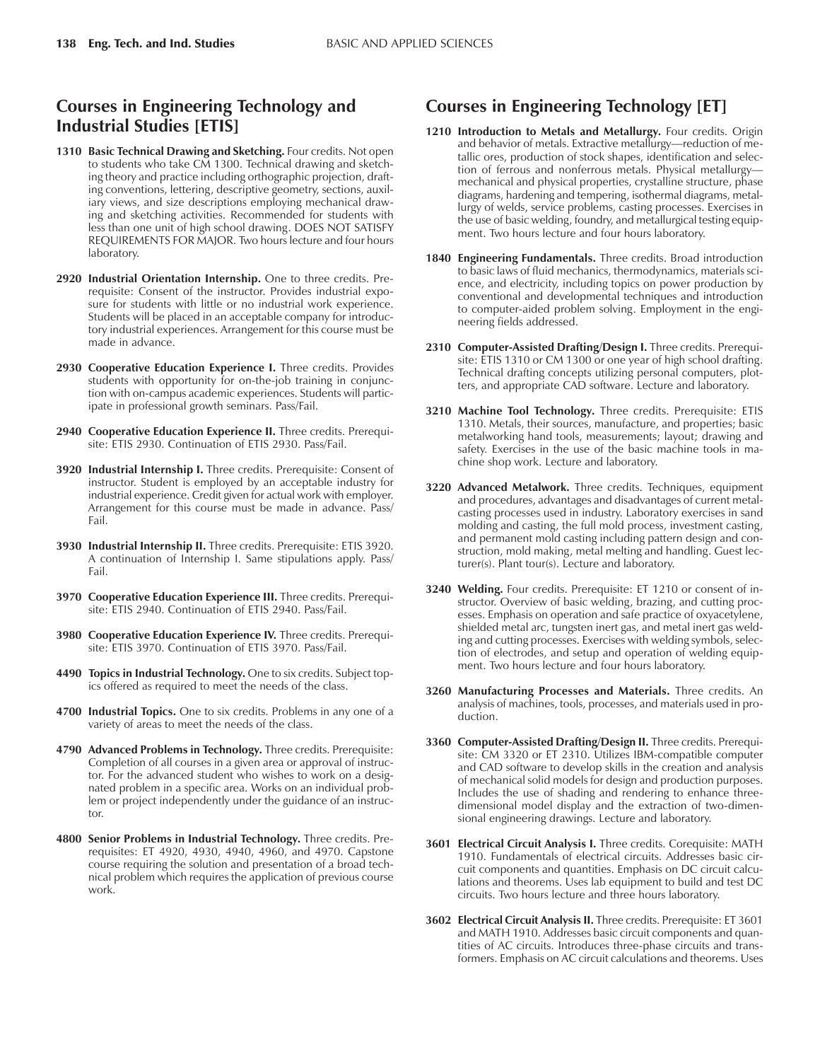## Courses in Engineering Technology and Industrial Studies [ETIS]

**1310 Basic Technical Drawing and Sketching.** Four credits. Not open to students who take CM 1300. Technical drawing and sketching theory and practice including orthographic projection, drafting conventions, lettering, descriptive geometry, sections, auxiliary views, and size descriptions employing mechanical drawing and sketching activities. Recommended for students with less than one unit of high school drawing. DOES NOT SATISFY REQUIREMENTS FOR MAJOR. Two hours lecture and four hours laboratory.

**2920 Industrial Orientation Internship.** One to three credits. Prerequisite: Consent of the instructor. Provides industrial exposure for students with little or no industrial work experience. Students will be placed in an acceptable company for introductory industrial experiences. Arrangement for this course must be made in advance.

**2930 Cooperative Education Experience I.** Three credits. Provides students with opportunity for on-the-job training in conjunction with on-campus academic experiences. Students will participate in professional growth seminars. Pass/Fail.

**2940 Cooperative Education Experience II.** Three credits. Prerequisite: ETIS 2930. Continuation of ETIS 2930. Pass/Fail.

**3920 Industrial Internship I.** Three credits. Prerequisite: Consent of instructor. Student is employed by an acceptable industry for industrial experience. Credit given for actual work with employer. Arrangement for this course must be made in advance. Pass/Fail.

**3930 Industrial Internship II.** Three credits. Prerequisite: ETIS 3920. A continuation of Internship I. Same stipulations apply. Pass/Fail.

**3970 Cooperative Education Experience III.** Three credits. Prerequisite: ETIS 2940. Continuation of ETIS 2940. Pass/Fail.

**3980 Cooperative Education Experience IV.** Three credits. Prerequisite: ETIS 3970. Continuation of ETIS 3970. Pass/Fail.

**4490 Topics in Industrial Technology.** One to six credits. Subject topics offered as required to meet the needs of the class.

**4700 Industrial Topics.** One to six credits. Problems in any one of a variety of areas to meet the needs of the class.

**4790 Advanced Problems in Technology.** Three credits. Prerequisite: Completion of all courses in a given area or approval of instructor. For the advanced student who wishes to work on a designated problem in a specific area. Works on an individual problem or project independently under the guidance of an instructor.

**4800 Senior Problems in Industrial Technology.** Three credits. Prerequisites: ET 4920, 4930, 4940, 4960, and 4970. Capstone course requiring the solution and presentation of a broad technical problem which requires the application of previous course work.

## Courses in Engineering Technology [ET]

**1210 Introduction to Metals and Metallurgy.** Four credits. Origin and behavior of metals. Extractive metallurgy—reduction of metallic ores, production of stock shapes, identification and selection of ferrous and nonferrous metals. Physical metallurgy—mechanical and physical properties, crystalline structure, phase diagrams, hardening and tempering, isothermal diagrams, metallurgy of welds, service problems, casting processes. Exercises in the use of basic welding, foundry, and metallurgical testing equipment. Two hours lecture and four hours laboratory.

**1840 Engineering Fundamentals.** Three credits. Broad introduction to basic laws of fluid mechanics, thermodynamics, materials science, and electricity, including topics on power production by conventional and developmental techniques and introduction to computer-aided problem solving. Employment in the engineering fields addressed.

**2310 Computer-Assisted Drafting/Design I.** Three credits. Prerequisite: ETIS 1310 or CM 1300 or one year of high school drafting. Technical drafting concepts utilizing personal computers, plotters, and appropriate CAD software. Lecture and laboratory.

**3210 Machine Tool Technology.** Three credits. Prerequisite: ETIS 1310. Metals, their sources, manufacture, and properties; basic metalworking hand tools, measurements; layout; drawing and safety. Exercises in the use of the basic machine tools in machine shop work. Lecture and laboratory.

**3220 Advanced Metalwork.** Three credits. Techniques, equipment and procedures, advantages and disadvantages of current metal-casting processes used in industry. Laboratory exercises in sand molding and casting, the full mold process, investment casting, and permanent mold casting including pattern design and construction, mold making, metal melting and handling. Guest lecturer(s). Plant tour(s). Lecture and laboratory.

**3240 Welding.** Four credits. Prerequisite: ET 1210 or consent of instructor. Overview of basic welding, brazing, and cutting processes. Emphasis on operation and safe practice of oxyacetylene, shielded metal arc, tungsten inert gas, and metal inert gas welding and cutting processes. Exercises with welding symbols, selection of electrodes, and setup and operation of welding equipment. Two hours lecture and four hours laboratory.

**3260 Manufacturing Processes and Materials.** Three credits. An analysis of machines, tools, processes, and materials used in production.

**3360 Computer-Assisted Drafting/Design II.** Three credits. Prerequisite: CM 3320 or ET 2310. Utilizes IBM-compatible computer and CAD software to develop skills in the creation and analysis of mechanical solid models for design and production purposes. Includes the use of shading and rendering to enhance three-dimensional model display and the extraction of two-dimensional engineering drawings. Lecture and laboratory.

**3601 Electrical Circuit Analysis I.** Three credits. Corequisite: MATH 1910. Fundamentals of electrical circuits. Addresses basic circuit components and quantities. Emphasis on DC circuit calculations and theorems. Uses lab equipment to build and test DC circuits. Two hours lecture and three hours laboratory.

**3602 Electrical Circuit Analysis II.** Three credits. Prerequisite: ET 3601 and MATH 1910. Addresses basic circuit components and quantities of AC circuits. Introduces three-phase circuits and transformers. Emphasis on AC circuit calculations and theorems. Uses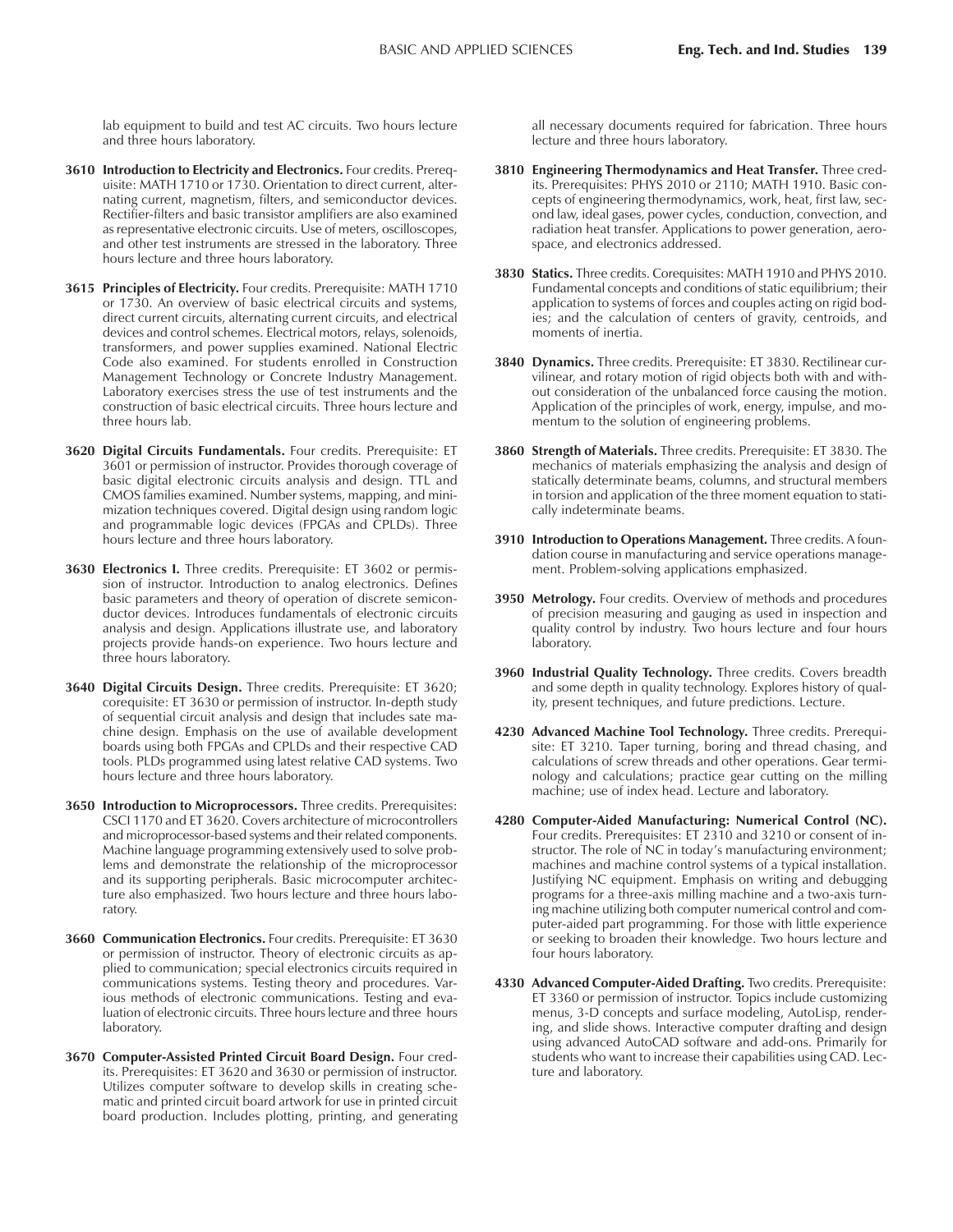lab equipment to build and test AC circuits. Two hours lecture and three hours laboratory.

**3610 Introduction to Electricity and Electronics.** Four credits. Prerequisite: MATH 1710 or 1730. Orientation to direct current, alternating current, magnetism, filters, and semiconductor devices. Rectifier-filters and basic transistor amplifiers are also examined as representative electronic circuits. Use of meters, oscilloscopes, and other test instruments are stressed in the laboratory. Three hours lecture and three hours laboratory.

**3615 Principles of Electricity.** Four credits. Prerequisite: MATH 1710 or 1730. An overview of basic electrical circuits and systems, direct current circuits, alternating current circuits, and electrical devices and control schemes. Electrical motors, relays, solenoids, transformers, and power supplies examined. National Electric Code also examined. For students enrolled in Construction Management Technology or Concrete Industry Management. Laboratory exercises stress the use of test instruments and the construction of basic electrical circuits. Three hours lecture and three hours lab.

**3620 Digital Circuits Fundamentals.** Four credits. Prerequisite: ET 3601 or permission of instructor. Provides thorough coverage of basic digital electronic circuits analysis and design. TTL and CMOS families examined. Number systems, mapping, and minimization techniques covered. Digital design using random logic and programmable logic devices (FPGAs and CPLDs). Three hours lecture and three hours laboratory.

**3630 Electronics I.** Three credits. Prerequisite: ET 3602 or permission of instructor. Introduction to analog electronics. Defines basic parameters and theory of operation of discrete semiconductor devices. Introduces fundamentals of electronic circuits analysis and design. Applications illustrate use, and laboratory projects provide hands-on experience. Two hours lecture and three hours laboratory.

**3640 Digital Circuits Design.** Three credits. Prerequisite: ET 3620; corequisite: ET 3630 or permission of instructor. In-depth study of sequential circuit analysis and design that includes sate machine design. Emphasis on the use of available development boards using both FPGAs and CPLDs and their respective CAD tools. PLDs programmed using latest relative CAD systems. Two hours lecture and three hours laboratory.

**3650 Introduction to Microprocessors.** Three credits. Prerequisites: CSCI 1170 and ET 3620. Covers architecture of microcontrollers and microprocessor-based systems and their related components. Machine language programming extensively used to solve problems and demonstrate the relationship of the microprocessor and its supporting peripherals. Basic microcomputer architecture also emphasized. Two hours lecture and three hours laboratory.

**3660 Communication Electronics.** Four credits. Prerequisite: ET 3630 or permission of instructor. Theory of electronic circuits as applied to communication; special electronics circuits required in communications systems. Testing theory and procedures. Various methods of electronic communications. Testing and evaluation of electronic circuits. Three hours lecture and three hours laboratory.

**3670 Computer-Assisted Printed Circuit Board Design.** Four credits. Prerequisites: ET 3620 and 3630 or permission of instructor. Utilizes computer software to develop skills in creating schematic and printed circuit board artwork for use in printed circuit board production. Includes plotting, printing, and generating all necessary documents required for fabrication. Three hours lecture and three hours laboratory.

**3810 Engineering Thermodynamics and Heat Transfer.** Three credits. Prerequisites: PHYS 2010 or 2110; MATH 1910. Basic concepts of engineering thermodynamics, work, heat, first law, second law, ideal gases, power cycles, conduction, convection, and radiation heat transfer. Applications to power generation, aerospace, and electronics addressed.

**3830 Statics.** Three credits. Corequisites: MATH 1910 and PHYS 2010. Fundamental concepts and conditions of static equilibrium; their application to systems of forces and couples acting on rigid bodies; and the calculation of centers of gravity, centroids, and moments of inertia.

**3840 Dynamics.** Three credits. Prerequisite: ET 3830. Rectilinear curvilinear, and rotary motion of rigid objects both with and without consideration of the unbalanced force causing the motion. Application of the principles of work, energy, impulse, and momentum to the solution of engineering problems.

**3860 Strength of Materials.** Three credits. Prerequisite: ET 3830. The mechanics of materials emphasizing the analysis and design of statically determinate beams, columns, and structural members in torsion and application of the three moment equation to statically indeterminate beams.

**3910 Introduction to Operations Management.** Three credits. A foundation course in manufacturing and service operations management. Problem-solving applications emphasized.

**3950 Metrology.** Four credits. Overview of methods and procedures of precision measuring and gauging as used in inspection and quality control by industry. Two hours lecture and four hours laboratory.

**3960 Industrial Quality Technology.** Three credits. Covers breadth and some depth in quality technology. Explores history of quality, present techniques, and future predictions. Lecture.

**4230 Advanced Machine Tool Technology.** Three credits. Prerequisite: ET 3210. Taper turning, boring and thread chasing, and calculations of screw threads and other operations. Gear terminology and calculations; practice gear cutting on the milling machine; use of index head. Lecture and laboratory.

**4280 Computer-Aided Manufacturing: Numerical Control (NC).** Four credits. Prerequisites: ET 2310 and 3210 or consent of instructor. The role of NC in today's manufacturing environment; machines and machine control systems of a typical installation. Justifying NC equipment. Emphasis on writing and debugging programs for a three-axis milling machine and a two-axis turning machine utilizing both computer numerical control and computer-aided part programming. For those with little experience or seeking to broaden their knowledge. Two hours lecture and four hours laboratory.

**4330 Advanced Computer-Aided Drafting.** Two credits. Prerequisite: ET 3360 or permission of instructor. Topics include customizing menus, 3-D concepts and surface modeling, AutoLisp, rendering, and slide shows. Interactive computer drafting and design using advanced AutoCAD software and add-ons. Primarily for students who want to increase their capabilities using CAD. Lecture and laboratory.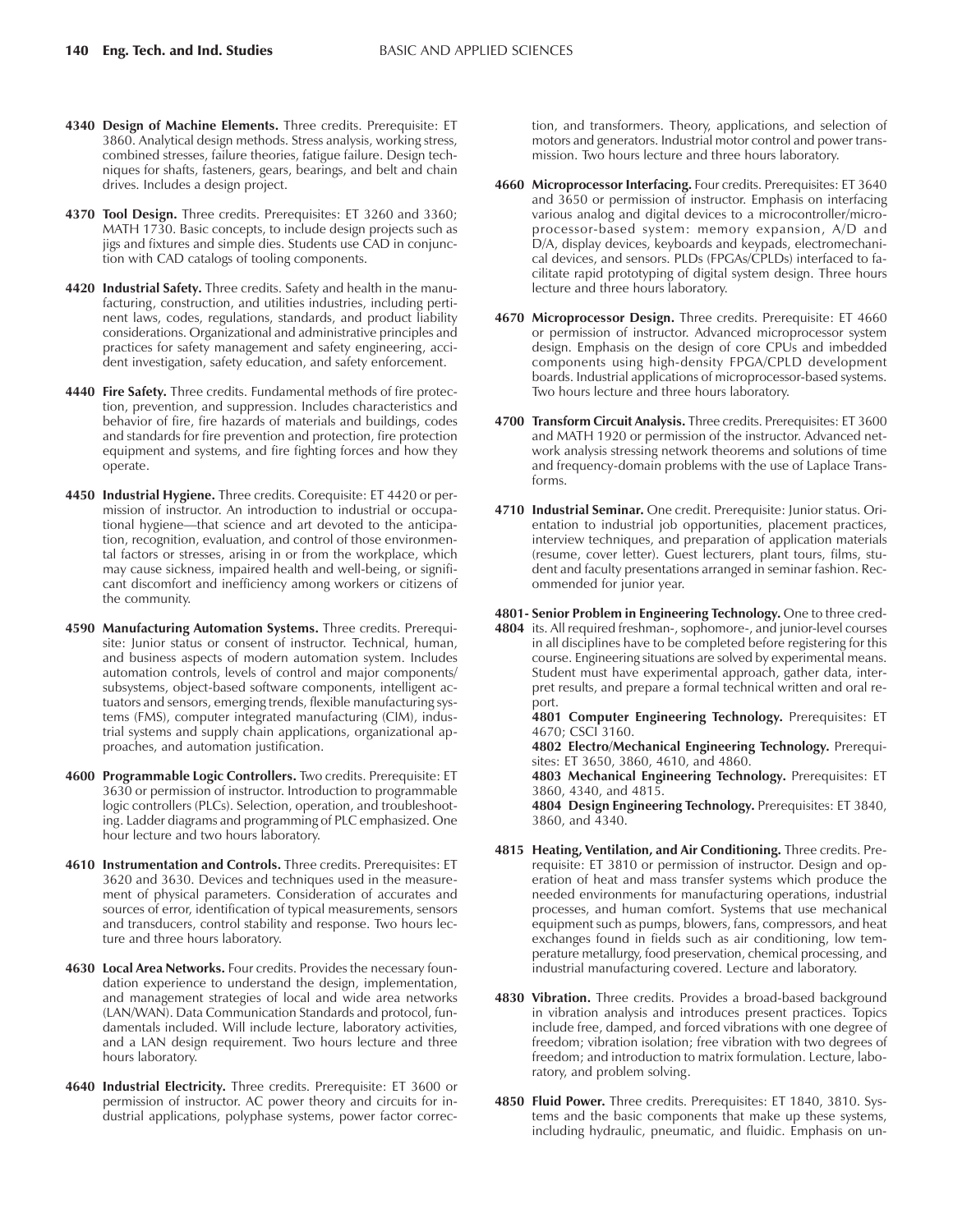**4340 Design of Machine Elements.** Three credits. Prerequisite: ET 3860. Analytical design methods. Stress analysis, working stress, combined stresses, failure theories, fatigue failure. Design techniques for shafts, fasteners, gears, bearings, and belt and chain drives. Includes a design project.

**4370 Tool Design.** Three credits. Prerequisites: ET 3260 and 3360; MATH 1730. Basic concepts, to include design projects such as jigs and fixtures and simple dies. Students use CAD in conjunction with CAD catalogs of tooling components.

**4420 Industrial Safety.** Three credits. Safety and health in the manufacturing, construction, and utilities industries, including pertinent laws, codes, regulations, standards, and product liability considerations. Organizational and administrative principles and practices for safety management and safety engineering, accident investigation, safety education, and safety enforcement.

**4440 Fire Safety.** Three credits. Fundamental methods of fire protection, prevention, and suppression. Includes characteristics and behavior of fire, fire hazards of materials and buildings, codes and standards for fire prevention and protection, fire protection equipment and systems, and fire fighting forces and how they operate.

**4450 Industrial Hygiene.** Three credits. Corequisite: ET 4420 or permission of instructor. An introduction to industrial or occupational hygiene—that science and art devoted to the anticipation, recognition, evaluation, and control of those environmental factors or stresses, arising in or from the workplace, which may cause sickness, impaired health and well-being, or significant discomfort and inefficiency among workers or citizens of the community.

**4590 Manufacturing Automation Systems.** Three credits. Prerequisite: Junior status or consent of instructor. Technical, human, and business aspects of modern automation system. Includes automation controls, levels of control and major components/subsystems, object-based software components, intelligent actuators and sensors, emerging trends, flexible manufacturing systems (FMS), computer integrated manufacturing (CIM), industrial systems and supply chain applications, organizational approaches, and automation justification.

**4600 Programmable Logic Controllers.** Two credits. Prerequisite: ET 3630 or permission of instructor. Introduction to programmable logic controllers (PLCs). Selection, operation, and troubleshooting. Ladder diagrams and programming of PLC emphasized. One hour lecture and two hours laboratory.

**4610 Instrumentation and Controls.** Three credits. Prerequisites: ET 3620 and 3630. Devices and techniques used in the measurement of physical parameters. Consideration of accurates and sources of error, identification of typical measurements, sensors and transducers, control stability and response. Two hours lecture and three hours laboratory.

**4630 Local Area Networks.** Four credits. Provides the necessary foundation experience to understand the design, implementation, and management strategies of local and wide area networks (LAN/WAN). Data Communication Standards and protocol, fundamentals included. Will include lecture, laboratory activities, and a LAN design requirement. Two hours lecture and three hours laboratory.

**4640 Industrial Electricity.** Three credits. Prerequisite: ET 3600 or permission of instructor. AC power theory and circuits for industrial applications, polyphase systems, power factor correction, and transformers. Theory, applications, and selection of motors and generators. Industrial motor control and power transmission. Two hours lecture and three hours laboratory.

**4660 Microprocessor Interfacing.** Four credits. Prerequisites: ET 3640 and 3650 or permission of instructor. Emphasis on interfacing various analog and digital devices to a microcontroller/microprocessor-based system: memory expansion, A/D and D/A, display devices, keyboards and keypads, electromechanical devices, and sensors. PLDs (FPGAs/CPLDs) interfaced to facilitate rapid prototyping of digital system design. Three hours lecture and three hours laboratory.

**4670 Microprocessor Design.** Three credits. Prerequisite: ET 4660 or permission of instructor. Advanced microprocessor system design. Emphasis on the design of core CPUs and imbedded components using high-density FPGA/CPLD development boards. Industrial applications of microprocessor-based systems. Two hours lecture and three hours laboratory.

**4700 Transform Circuit Analysis.** Three credits. Prerequisites: ET 3600 and MATH 1920 or permission of the instructor. Advanced network analysis stressing network theorems and solutions of time and frequency-domain problems with the use of Laplace Transforms.

**4710 Industrial Seminar.** One credit. Prerequisite: Junior status. Orientation to industrial job opportunities, placement practices, interview techniques, and preparation of application materials (resume, cover letter). Guest lecturers, plant tours, films, student and faculty presentations arranged in seminar fashion. Recommended for junior year.

**4801-4804 Senior Problem in Engineering Technology.** One to three credits. All required freshman-, sophomore-, and junior-level courses in all disciplines have to be completed before registering for this course. Engineering situations are solved by experimental means. Student must have experimental approach, gather data, interpret results, and prepare a formal technical written and oral report.

**4801 Computer Engineering Technology.** Prerequisites: ET 4670; CSCI 3160.

**4802 Electro/Mechanical Engineering Technology.** Prerequisites: ET 3650, 3860, 4610, and 4860.

**4803 Mechanical Engineering Technology.** Prerequisites: ET 3860, 4340, and 4815.

**4804 Design Engineering Technology.** Prerequisites: ET 3840, 3860, and 4340.

**4815 Heating, Ventilation, and Air Conditioning.** Three credits. Prerequisite: ET 3810 or permission of instructor. Design and operation of heat and mass transfer systems which produce the needed environments for manufacturing operations, industrial processes, and human comfort. Systems that use mechanical equipment such as pumps, blowers, fans, compressors, and heat exchanges found in fields such as air conditioning, low temperature metallurgy, food preservation, chemical processing, and industrial manufacturing covered. Lecture and laboratory.

**4830 Vibration.** Three credits. Provides a broad-based background in vibration analysis and introduces present practices. Topics include free, damped, and forced vibrations with one degree of freedom; vibration isolation; free vibration with two degrees of freedom; and introduction to matrix formulation. Lecture, laboratory, and problem solving.

**4850 Fluid Power.** Three credits. Prerequisites: ET 1840, 3810. Systems and the basic components that make up these systems, including hydraulic, pneumatic, and fluidic. Emphasis on un-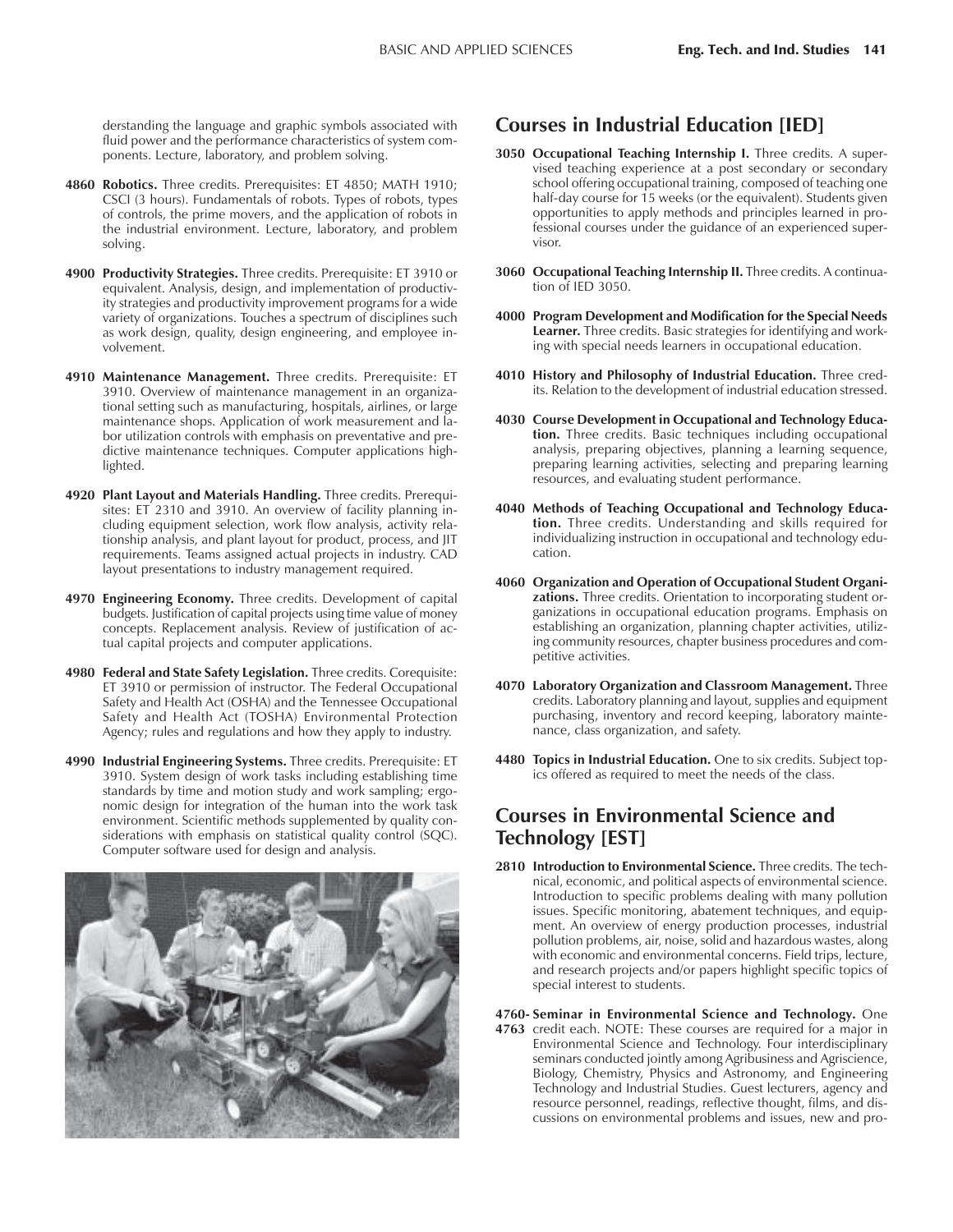derstanding the language and graphic symbols associated with fluid power and the performance characteristics of system components. Lecture, laboratory, and problem solving.

**4860 Robotics.** Three credits. Prerequisites: ET 4850; MATH 1910; CSCI (3 hours). Fundamentals of robots. Types of robots, types of controls, the prime movers, and the application of robots in the industrial environment. Lecture, laboratory, and problem solving.

**4900 Productivity Strategies.** Three credits. Prerequisite: ET 3910 or equivalent. Analysis, design, and implementation of productivity strategies and productivity improvement programs for a wide variety of organizations. Touches a spectrum of disciplines such as work design, quality, design engineering, and employee involvement.

**4910 Maintenance Management.** Three credits. Prerequisite: ET 3910. Overview of maintenance management in an organizational setting such as manufacturing, hospitals, airlines, or large maintenance shops. Application of work measurement and labor utilization controls with emphasis on preventative and predictive maintenance techniques. Computer applications highlighted.

**4920 Plant Layout and Materials Handling.** Three credits. Prerequisites: ET 2310 and 3910. An overview of facility planning including equipment selection, work flow analysis, activity relationship analysis, and plant layout for product, process, and JIT requirements. Teams assigned actual projects in industry. CAD layout presentations to industry management required.

**4970 Engineering Economy.** Three credits. Development of capital budgets. Justification of capital projects using time value of money concepts. Replacement analysis. Review of justification of actual capital projects and computer applications.

**4980 Federal and State Safety Legislation.** Three credits. Corequisite: ET 3910 or permission of instructor. The Federal Occupational Safety and Health Act (OSHA) and the Tennessee Occupational Safety and Health Act (TOSHA) Environmental Protection Agency; rules and regulations and how they apply to industry.

**4990 Industrial Engineering Systems.** Three credits. Prerequisite: ET 3910. System design of work tasks including establishing time standards by time and motion study and work sampling; ergonomic design for integration of the human into the work task environment. Scientific methods supplemented by quality considerations with emphasis on statistical quality control (SQC). Computer software used for design and analysis.

## Courses in Industrial Education [IED]

**3050 Occupational Teaching Internship I.** Three credits. A supervised teaching experience at a post secondary or secondary school offering occupational training, composed of teaching one half-day course for 15 weeks (or the equivalent). Students given opportunities to apply methods and principles learned in professional courses under the guidance of an experienced supervisor.

**3060 Occupational Teaching Internship II.** Three credits. A continuation of IED 3050.

**4000 Program Development and Modification for the Special Needs Learner.** Three credits. Basic strategies for identifying and working with special needs learners in occupational education.

**4010 History and Philosophy of Industrial Education.** Three credits. Relation to the development of industrial education stressed.

**4030 Course Development in Occupational and Technology Education.** Three credits. Basic techniques including occupational analysis, preparing objectives, planning a learning sequence, preparing learning activities, selecting and preparing learning resources, and evaluating student performance.

**4040 Methods of Teaching Occupational and Technology Education.** Three credits. Understanding and skills required for individualizing instruction in occupational and technology education.

**4060 Organization and Operation of Occupational Student Organizations.** Three credits. Orientation to incorporating student organizations in occupational education programs. Emphasis on establishing an organization, planning chapter activities, utilizing community resources, chapter business procedures and competitive activities.

**4070 Laboratory Organization and Classroom Management.** Three credits. Laboratory planning and layout, supplies and equipment purchasing, inventory and record keeping, laboratory maintenance, class organization, and safety.

**4480 Topics in Industrial Education.** One to six credits. Subject topics offered as required to meet the needs of the class.

## Courses in Environmental Science and Technology [EST]

**2810 Introduction to Environmental Science.** Three credits. The technical, economic, and political aspects of environmental science. Introduction to specific problems dealing with many pollution issues. Specific monitoring, abatement techniques, and equipment. An overview of energy production processes, industrial pollution problems, air, noise, solid and hazardous wastes, along with economic and environmental concerns. Field trips, lecture, and research projects and/or papers highlight specific topics of special interest to students.

**4760-4763 Seminar in Environmental Science and Technology.** One credit each. NOTE: These courses are required for a major in Environmental Science and Technology. Four interdisciplinary seminars conducted jointly among Agribusiness and Agriscience, Biology, Chemistry, Physics and Astronomy, and Engineering Technology and Industrial Studies. Guest lecturers, agency and resource personnel, readings, reflective thought, films, and discussions on environmental problems and issues, new and pro-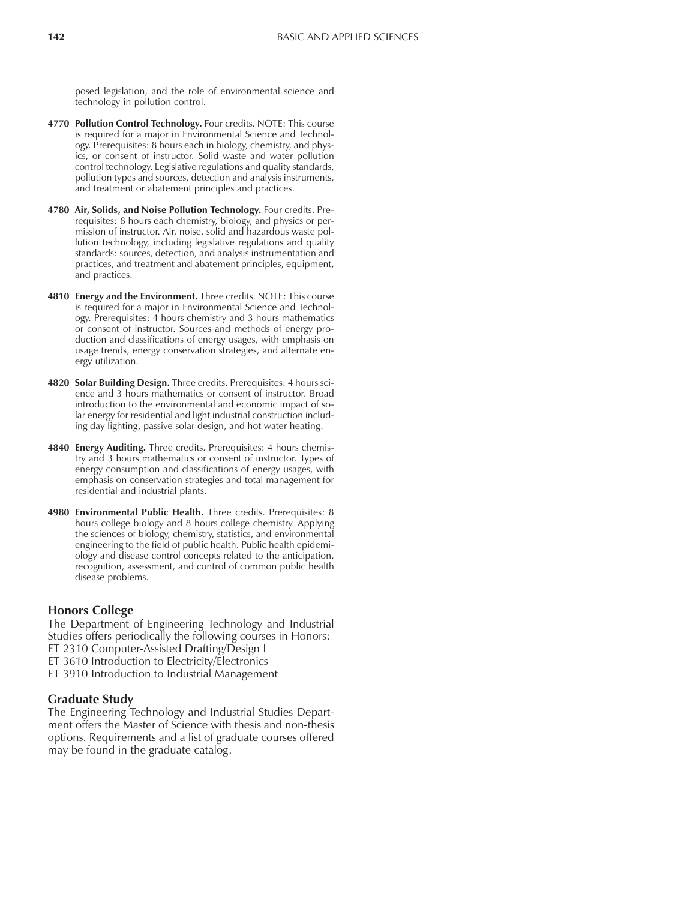posed legislation, and the role of environmental science and technology in pollution control.

**4770 Pollution Control Technology.** Four credits. NOTE: This course is required for a major in Environmental Science and Technology. Prerequisites: 8 hours each in biology, chemistry, and physics, or consent of instructor. Solid waste and water pollution control technology. Legislative regulations and quality standards, pollution types and sources, detection and analysis instruments, and treatment or abatement principles and practices.

**4780 Air, Solids, and Noise Pollution Technology.** Four credits. Prerequisites: 8 hours each chemistry, biology, and physics or permission of instructor. Air, noise, solid and hazardous waste pollution technology, including legislative regulations and quality standards: sources, detection, and analysis instrumentation and practices, and treatment and abatement principles, equipment, and practices.

**4810 Energy and the Environment.** Three credits. NOTE: This course is required for a major in Environmental Science and Technology. Prerequisites: 4 hours chemistry and 3 hours mathematics or consent of instructor. Sources and methods of energy production and classifications of energy usages, with emphasis on usage trends, energy conservation strategies, and alternate energy utilization.

**4820 Solar Building Design.** Three credits. Prerequisites: 4 hours science and 3 hours mathematics or consent of instructor. Broad introduction to the environmental and economic impact of solar energy for residential and light industrial construction including day lighting, passive solar design, and hot water heating.

**4840 Energy Auditing.** Three credits. Prerequisites: 4 hours chemistry and 3 hours mathematics or consent of instructor. Types of energy consumption and classifications of energy usages, with emphasis on conservation strategies and total management for residential and industrial plants.

**4980 Environmental Public Health.** Three credits. Prerequisites: 8 hours college biology and 8 hours college chemistry. Applying the sciences of biology, chemistry, statistics, and environmental engineering to the field of public health. Public health epidemiology and disease control concepts related to the anticipation, recognition, assessment, and control of common public health disease problems.

## Honors College

The Department of Engineering Technology and Industrial Studies offers periodically the following courses in Honors:

ET 2310 Computer-Assisted Drafting/Design I
ET 3610 Introduction to Electricity/Electronics
ET 3910 Introduction to Industrial Management

## Graduate Study

The Engineering Technology and Industrial Studies Department offers the Master of Science with thesis and non-thesis options. Requirements and a list of graduate courses offered may be found in the graduate catalog.